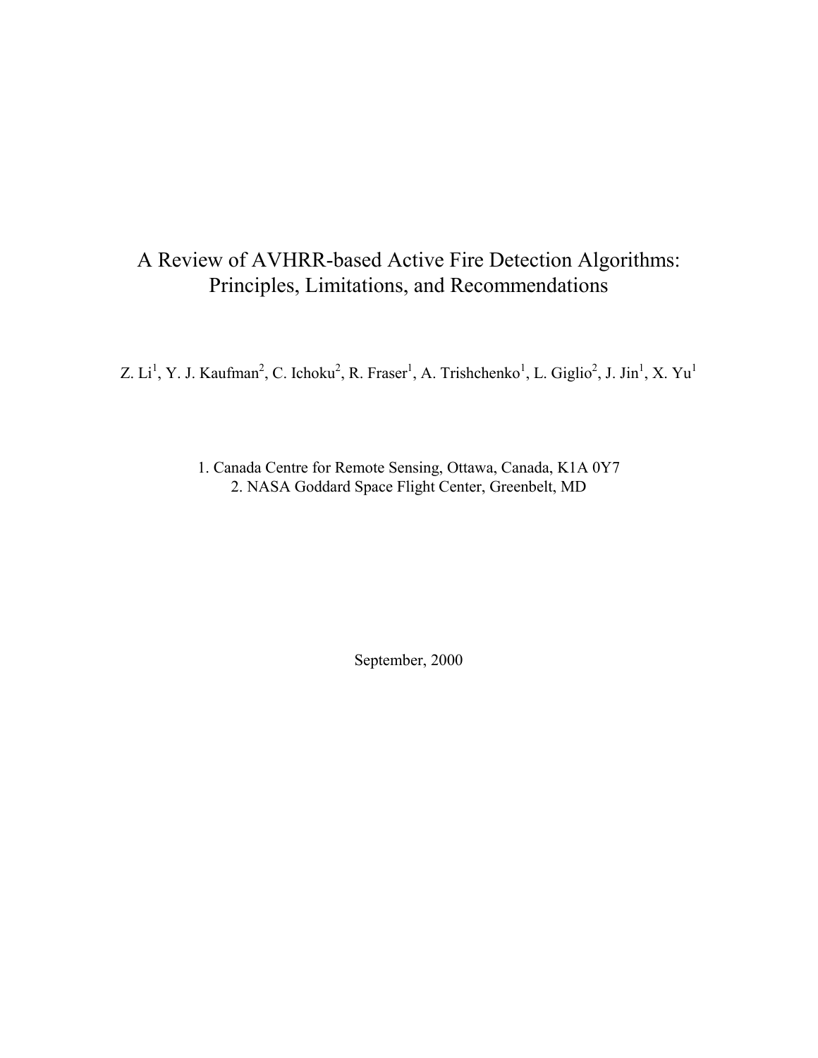# A Review of AVHRR-based Active Fire Detection Algorithms: Principles, Limitations, and Recommendations

Z. Li[1], Y. J. Kaufman[2], C. Ichoku[2], R. Fraser[1], A. Trishchenko[1], L. Giglio[2], J. Jin[1], X. Yu[1]

1. Canada Centre for Remote Sensing, Ottawa, Canada, K1A 0Y7
2. NASA Goddard Space Flight Center, Greenbelt, MD

September, 2000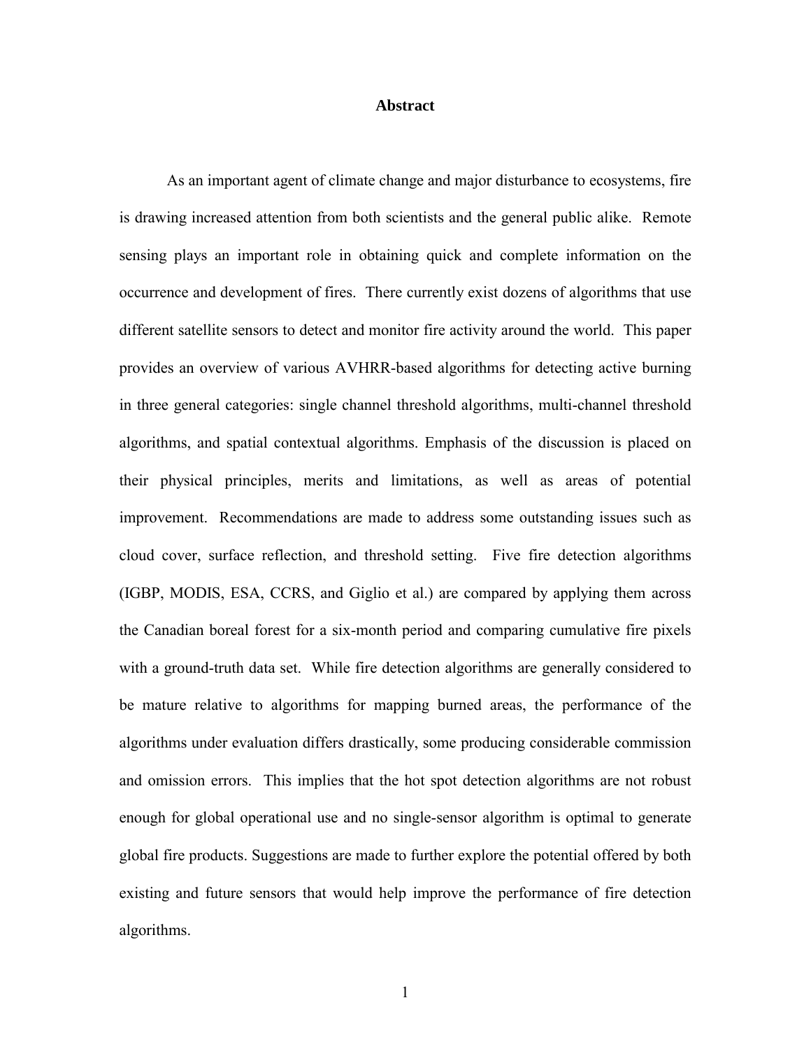## Abstract

As an important agent of climate change and major disturbance to ecosystems, fire is drawing increased attention from both scientists and the general public alike. Remote sensing plays an important role in obtaining quick and complete information on the occurrence and development of fires. There currently exist dozens of algorithms that use different satellite sensors to detect and monitor fire activity around the world. This paper provides an overview of various AVHRR-based algorithms for detecting active burning in three general categories: single channel threshold algorithms, multi-channel threshold algorithms, and spatial contextual algorithms. Emphasis of the discussion is placed on their physical principles, merits and limitations, as well as areas of potential improvement. Recommendations are made to address some outstanding issues such as cloud cover, surface reflection, and threshold setting. Five fire detection algorithms (IGBP, MODIS, ESA, CCRS, and Giglio et al.) are compared by applying them across the Canadian boreal forest for a six-month period and comparing cumulative fire pixels with a ground-truth data set. While fire detection algorithms are generally considered to be mature relative to algorithms for mapping burned areas, the performance of the algorithms under evaluation differs drastically, some producing considerable commission and omission errors. This implies that the hot spot detection algorithms are not robust enough for global operational use and no single-sensor algorithm is optimal to generate global fire products. Suggestions are made to further explore the potential offered by both existing and future sensors that would help improve the performance of fire detection algorithms.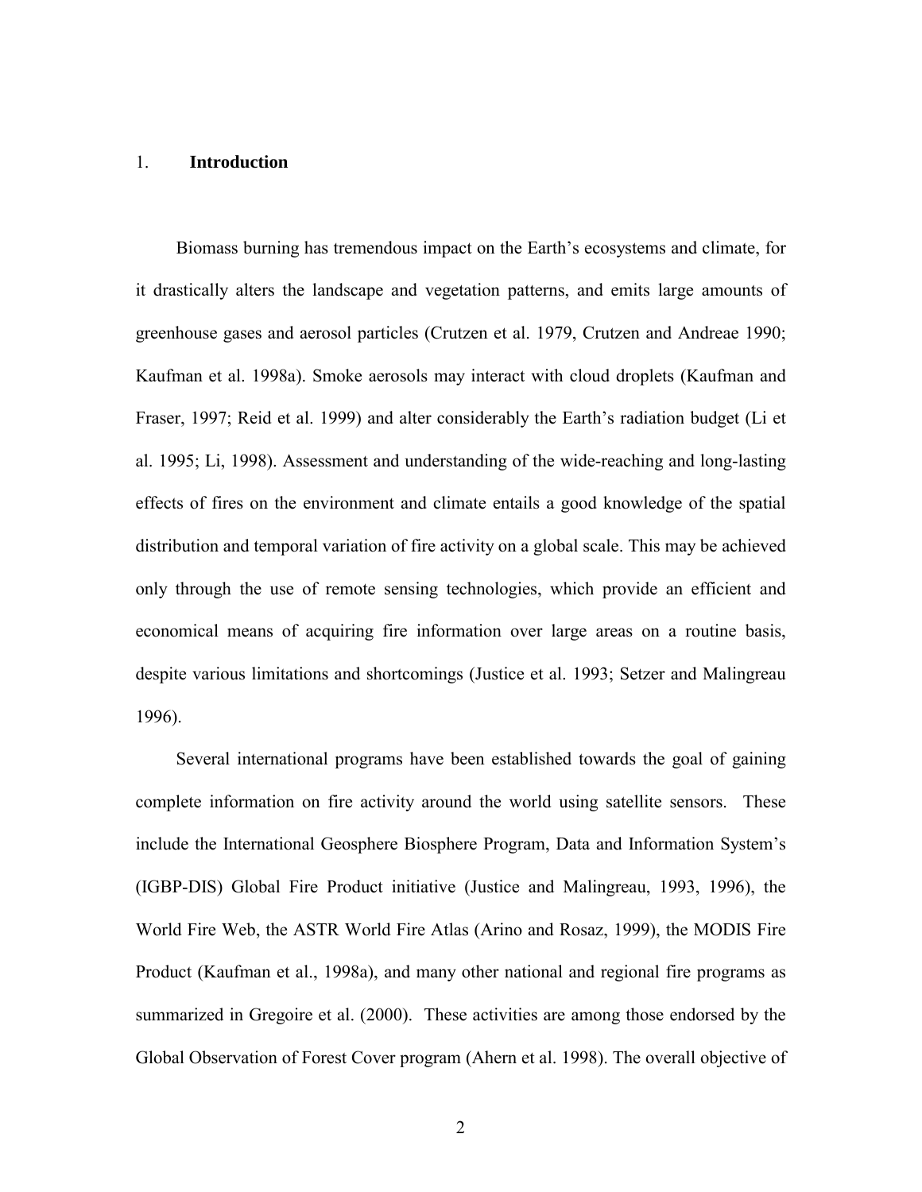## 1. Introduction

Biomass burning has tremendous impact on the Earth's ecosystems and climate, for it drastically alters the landscape and vegetation patterns, and emits large amounts of greenhouse gases and aerosol particles (Crutzen et al. 1979, Crutzen and Andreae 1990; Kaufman et al. 1998a). Smoke aerosols may interact with cloud droplets (Kaufman and Fraser, 1997; Reid et al. 1999) and alter considerably the Earth's radiation budget (Li et al. 1995; Li, 1998). Assessment and understanding of the wide-reaching and long-lasting effects of fires on the environment and climate entails a good knowledge of the spatial distribution and temporal variation of fire activity on a global scale. This may be achieved only through the use of remote sensing technologies, which provide an efficient and economical means of acquiring fire information over large areas on a routine basis, despite various limitations and shortcomings (Justice et al. 1993; Setzer and Malingreau 1996).

Several international programs have been established towards the goal of gaining complete information on fire activity around the world using satellite sensors. These include the International Geosphere Biosphere Program, Data and Information System's (IGBP-DIS) Global Fire Product initiative (Justice and Malingreau, 1993, 1996), the World Fire Web, the ASTR World Fire Atlas (Arino and Rosaz, 1999), the MODIS Fire Product (Kaufman et al., 1998a), and many other national and regional fire programs as summarized in Gregoire et al. (2000). These activities are among those endorsed by the Global Observation of Forest Cover program (Ahern et al. 1998). The overall objective of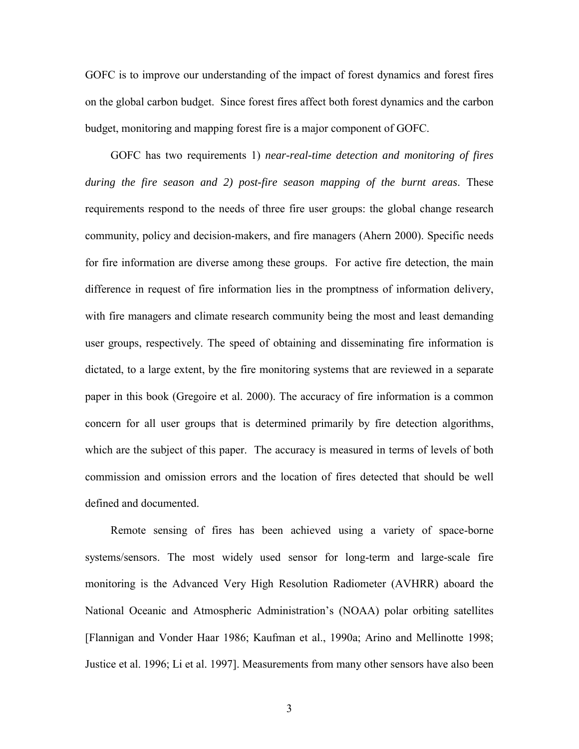GOFC is to improve our understanding of the impact of forest dynamics and forest fires on the global carbon budget. Since forest fires affect both forest dynamics and the carbon budget, monitoring and mapping forest fire is a major component of GOFC.

GOFC has two requirements 1) *near-real-time detection and monitoring of fires during the fire season and 2) post-fire season mapping of the burnt areas*. These requirements respond to the needs of three fire user groups: the global change research community, policy and decision-makers, and fire managers (Ahern 2000). Specific needs for fire information are diverse among these groups. For active fire detection, the main difference in request of fire information lies in the promptness of information delivery, with fire managers and climate research community being the most and least demanding user groups, respectively. The speed of obtaining and disseminating fire information is dictated, to a large extent, by the fire monitoring systems that are reviewed in a separate paper in this book (Gregoire et al. 2000). The accuracy of fire information is a common concern for all user groups that is determined primarily by fire detection algorithms, which are the subject of this paper. The accuracy is measured in terms of levels of both commission and omission errors and the location of fires detected that should be well defined and documented.

Remote sensing of fires has been achieved using a variety of space-borne systems/sensors. The most widely used sensor for long-term and large-scale fire monitoring is the Advanced Very High Resolution Radiometer (AVHRR) aboard the National Oceanic and Atmospheric Administration's (NOAA) polar orbiting satellites [Flannigan and Vonder Haar 1986; Kaufman et al., 1990a; Arino and Mellinotte 1998; Justice et al. 1996; Li et al. 1997]. Measurements from many other sensors have also been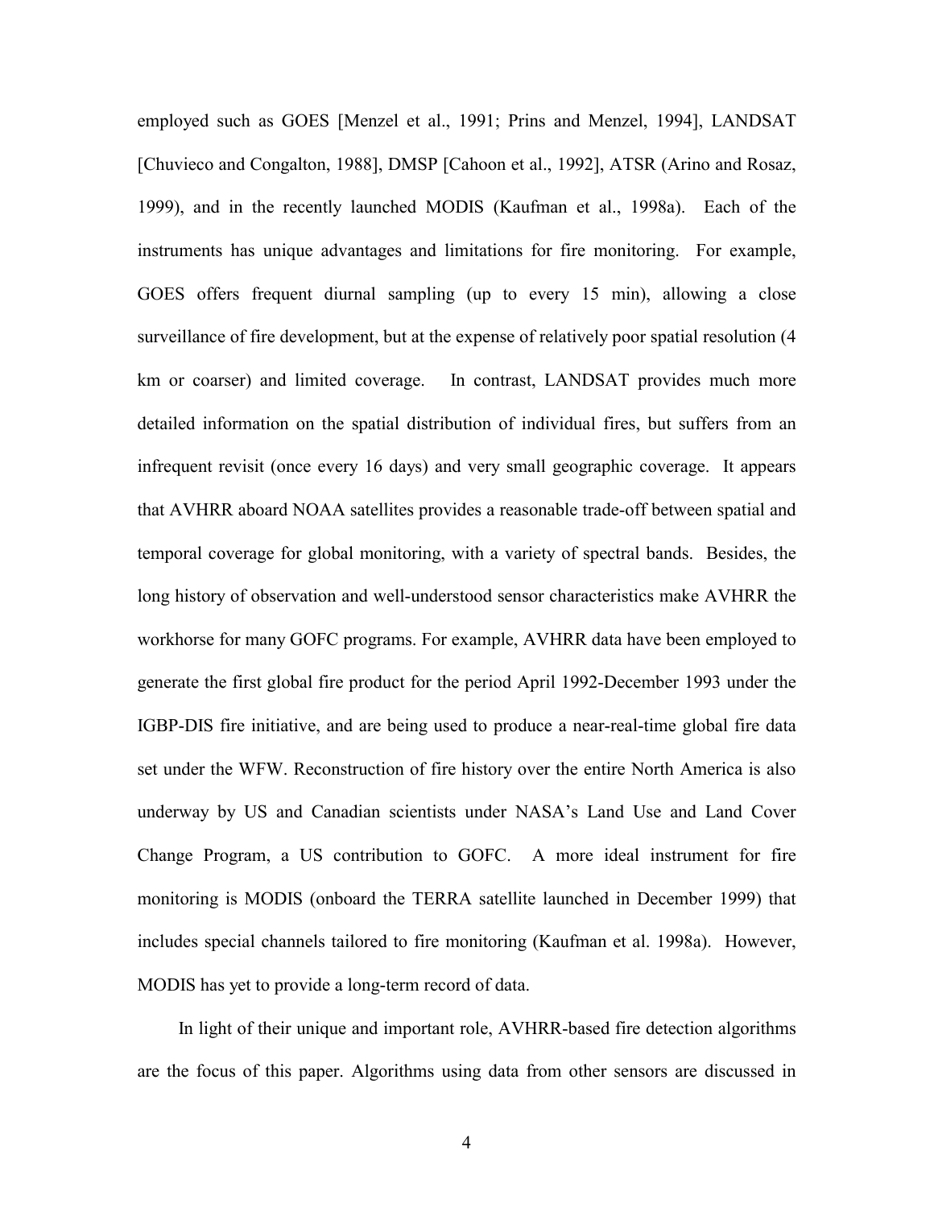employed such as GOES [Menzel et al., 1991; Prins and Menzel, 1994], LANDSAT [Chuvieco and Congalton, 1988], DMSP [Cahoon et al., 1992], ATSR (Arino and Rosaz, 1999), and in the recently launched MODIS (Kaufman et al., 1998a). Each of the instruments has unique advantages and limitations for fire monitoring. For example, GOES offers frequent diurnal sampling (up to every 15 min), allowing a close surveillance of fire development, but at the expense of relatively poor spatial resolution (4 km or coarser) and limited coverage. In contrast, LANDSAT provides much more detailed information on the spatial distribution of individual fires, but suffers from an infrequent revisit (once every 16 days) and very small geographic coverage. It appears that AVHRR aboard NOAA satellites provides a reasonable trade-off between spatial and temporal coverage for global monitoring, with a variety of spectral bands. Besides, the long history of observation and well-understood sensor characteristics make AVHRR the workhorse for many GOFC programs. For example, AVHRR data have been employed to generate the first global fire product for the period April 1992-December 1993 under the IGBP-DIS fire initiative, and are being used to produce a near-real-time global fire data set under the WFW. Reconstruction of fire history over the entire North America is also underway by US and Canadian scientists under NASA's Land Use and Land Cover Change Program, a US contribution to GOFC. A more ideal instrument for fire monitoring is MODIS (onboard the TERRA satellite launched in December 1999) that includes special channels tailored to fire monitoring (Kaufman et al. 1998a). However, MODIS has yet to provide a long-term record of data.

In light of their unique and important role, AVHRR-based fire detection algorithms are the focus of this paper. Algorithms using data from other sensors are discussed in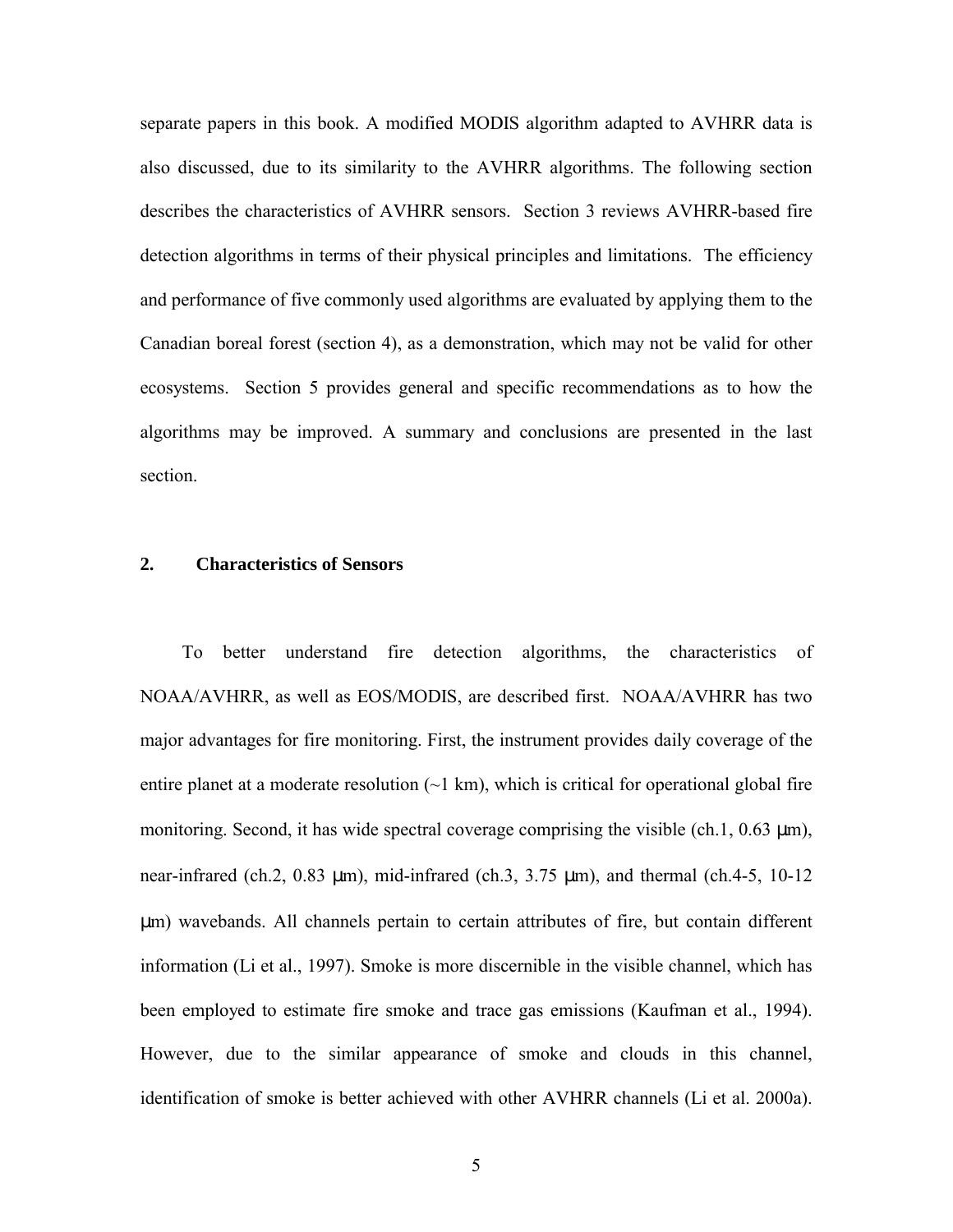separate papers in this book. A modified MODIS algorithm adapted to AVHRR data is also discussed, due to its similarity to the AVHRR algorithms. The following section describes the characteristics of AVHRR sensors. Section 3 reviews AVHRR-based fire detection algorithms in terms of their physical principles and limitations. The efficiency and performance of five commonly used algorithms are evaluated by applying them to the Canadian boreal forest (section 4), as a demonstration, which may not be valid for other ecosystems. Section 5 provides general and specific recommendations as to how the algorithms may be improved. A summary and conclusions are presented in the last section.

## 2. Characteristics of Sensors

To better understand fire detection algorithms, the characteristics of NOAA/AVHRR, as well as EOS/MODIS, are described first. NOAA/AVHRR has two major advantages for fire monitoring. First, the instrument provides daily coverage of the entire planet at a moderate resolution (~1 km), which is critical for operational global fire monitoring. Second, it has wide spectral coverage comprising the visible (ch.1, 0.63 μm), near-infrared (ch.2, 0.83 μm), mid-infrared (ch.3, 3.75 μm), and thermal (ch.4-5, 10-12 μm) wavebands. All channels pertain to certain attributes of fire, but contain different information (Li et al., 1997). Smoke is more discernible in the visible channel, which has been employed to estimate fire smoke and trace gas emissions (Kaufman et al., 1994). However, due to the similar appearance of smoke and clouds in this channel, identification of smoke is better achieved with other AVHRR channels (Li et al. 2000a).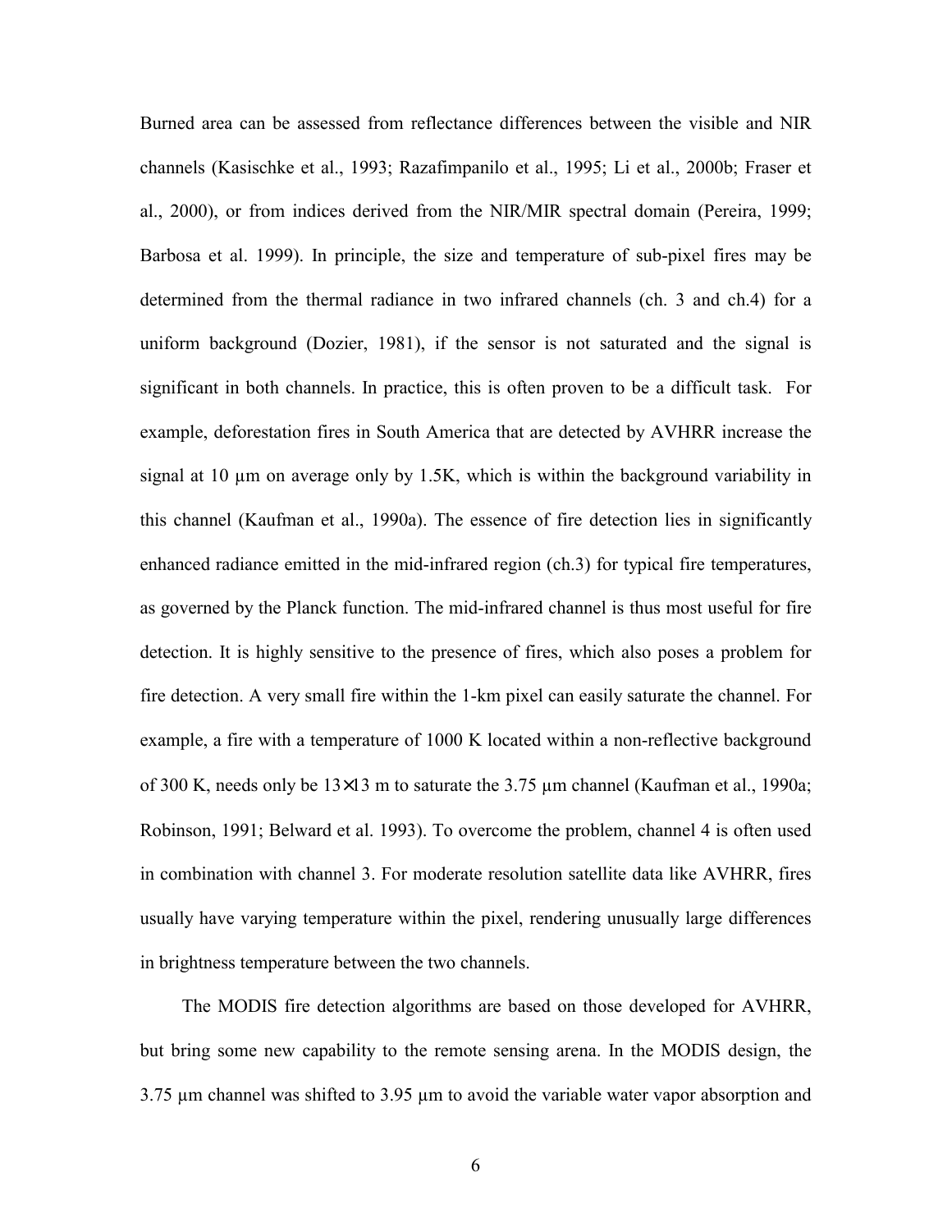Burned area can be assessed from reflectance differences between the visible and NIR channels (Kasischke et al., 1993; Razafimpanilo et al., 1995; Li et al., 2000b; Fraser et al., 2000), or from indices derived from the NIR/MIR spectral domain (Pereira, 1999; Barbosa et al. 1999). In principle, the size and temperature of sub-pixel fires may be determined from the thermal radiance in two infrared channels (ch. 3 and ch.4) for a uniform background (Dozier, 1981), if the sensor is not saturated and the signal is significant in both channels. In practice, this is often proven to be a difficult task. For example, deforestation fires in South America that are detected by AVHRR increase the signal at 10 μm on average only by 1.5K, which is within the background variability in this channel (Kaufman et al., 1990a). The essence of fire detection lies in significantly enhanced radiance emitted in the mid-infrared region (ch.3) for typical fire temperatures, as governed by the Planck function. The mid-infrared channel is thus most useful for fire detection. It is highly sensitive to the presence of fires, which also poses a problem for fire detection. A very small fire within the 1-km pixel can easily saturate the channel. For example, a fire with a temperature of 1000 K located within a non-reflective background of 300 K, needs only be 13×13 m to saturate the 3.75 μm channel (Kaufman et al., 1990a; Robinson, 1991; Belward et al. 1993). To overcome the problem, channel 4 is often used in combination with channel 3. For moderate resolution satellite data like AVHRR, fires usually have varying temperature within the pixel, rendering unusually large differences in brightness temperature between the two channels.

The MODIS fire detection algorithms are based on those developed for AVHRR, but bring some new capability to the remote sensing arena. In the MODIS design, the 3.75 μm channel was shifted to 3.95 μm to avoid the variable water vapor absorption and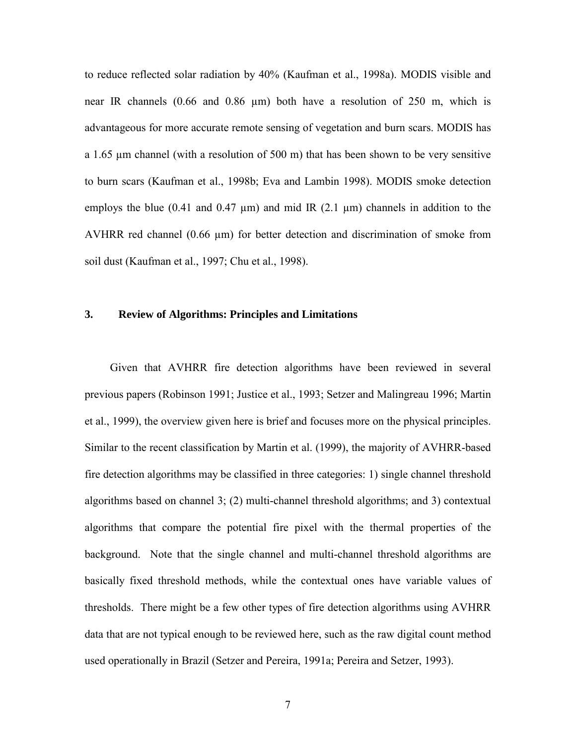to reduce reflected solar radiation by 40% (Kaufman et al., 1998a). MODIS visible and near IR channels (0.66 and 0.86 μm) both have a resolution of 250 m, which is advantageous for more accurate remote sensing of vegetation and burn scars. MODIS has a 1.65 μm channel (with a resolution of 500 m) that has been shown to be very sensitive to burn scars (Kaufman et al., 1998b; Eva and Lambin 1998). MODIS smoke detection employs the blue (0.41 and 0.47 μm) and mid IR (2.1 μm) channels in addition to the AVHRR red channel (0.66 μm) for better detection and discrimination of smoke from soil dust (Kaufman et al., 1997; Chu et al., 1998).

## 3. Review of Algorithms: Principles and Limitations

Given that AVHRR fire detection algorithms have been reviewed in several previous papers (Robinson 1991; Justice et al., 1993; Setzer and Malingreau 1996; Martin et al., 1999), the overview given here is brief and focuses more on the physical principles. Similar to the recent classification by Martin et al. (1999), the majority of AVHRR-based fire detection algorithms may be classified in three categories: 1) single channel threshold algorithms based on channel 3; (2) multi-channel threshold algorithms; and 3) contextual algorithms that compare the potential fire pixel with the thermal properties of the background. Note that the single channel and multi-channel threshold algorithms are basically fixed threshold methods, while the contextual ones have variable values of thresholds. There might be a few other types of fire detection algorithms using AVHRR data that are not typical enough to be reviewed here, such as the raw digital count method used operationally in Brazil (Setzer and Pereira, 1991a; Pereira and Setzer, 1993).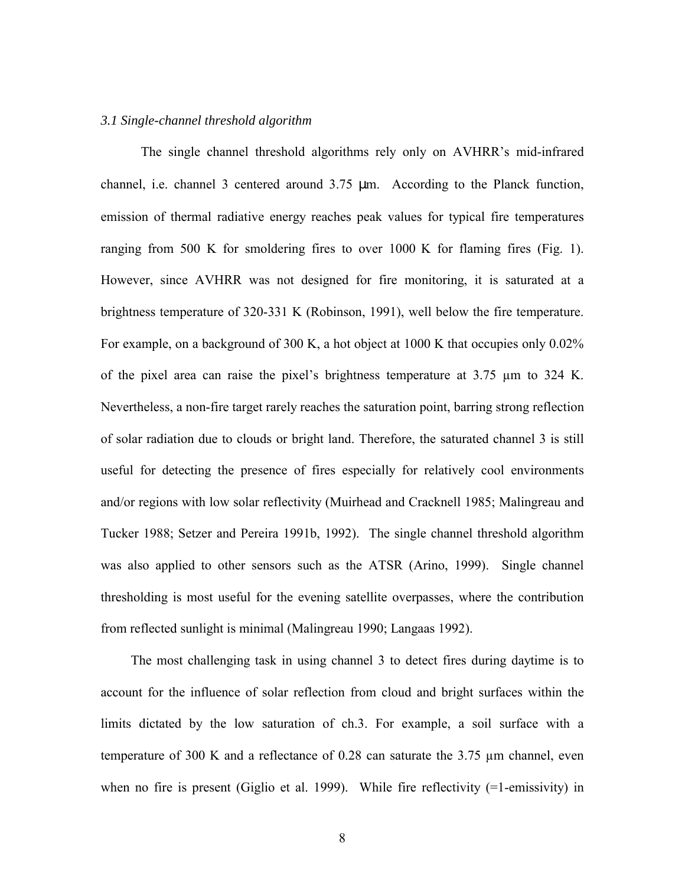### *3.1 Single-channel threshold algorithm*

The single channel threshold algorithms rely only on AVHRR's mid-infrared channel, i.e. channel 3 centered around 3.75 μm. According to the Planck function, emission of thermal radiative energy reaches peak values for typical fire temperatures ranging from 500 K for smoldering fires to over 1000 K for flaming fires (Fig. 1). However, since AVHRR was not designed for fire monitoring, it is saturated at a brightness temperature of 320-331 K (Robinson, 1991), well below the fire temperature. For example, on a background of 300 K, a hot object at 1000 K that occupies only 0.02% of the pixel area can raise the pixel's brightness temperature at 3.75 μm to 324 K. Nevertheless, a non-fire target rarely reaches the saturation point, barring strong reflection of solar radiation due to clouds or bright land. Therefore, the saturated channel 3 is still useful for detecting the presence of fires especially for relatively cool environments and/or regions with low solar reflectivity (Muirhead and Cracknell 1985; Malingreau and Tucker 1988; Setzer and Pereira 1991b, 1992). The single channel threshold algorithm was also applied to other sensors such as the ATSR (Arino, 1999). Single channel thresholding is most useful for the evening satellite overpasses, where the contribution from reflected sunlight is minimal (Malingreau 1990; Langaas 1992).

The most challenging task in using channel 3 to detect fires during daytime is to account for the influence of solar reflection from cloud and bright surfaces within the limits dictated by the low saturation of ch.3. For example, a soil surface with a temperature of 300 K and a reflectance of 0.28 can saturate the 3.75 μm channel, even when no fire is present (Giglio et al. 1999). While fire reflectivity (=1-emissivity) in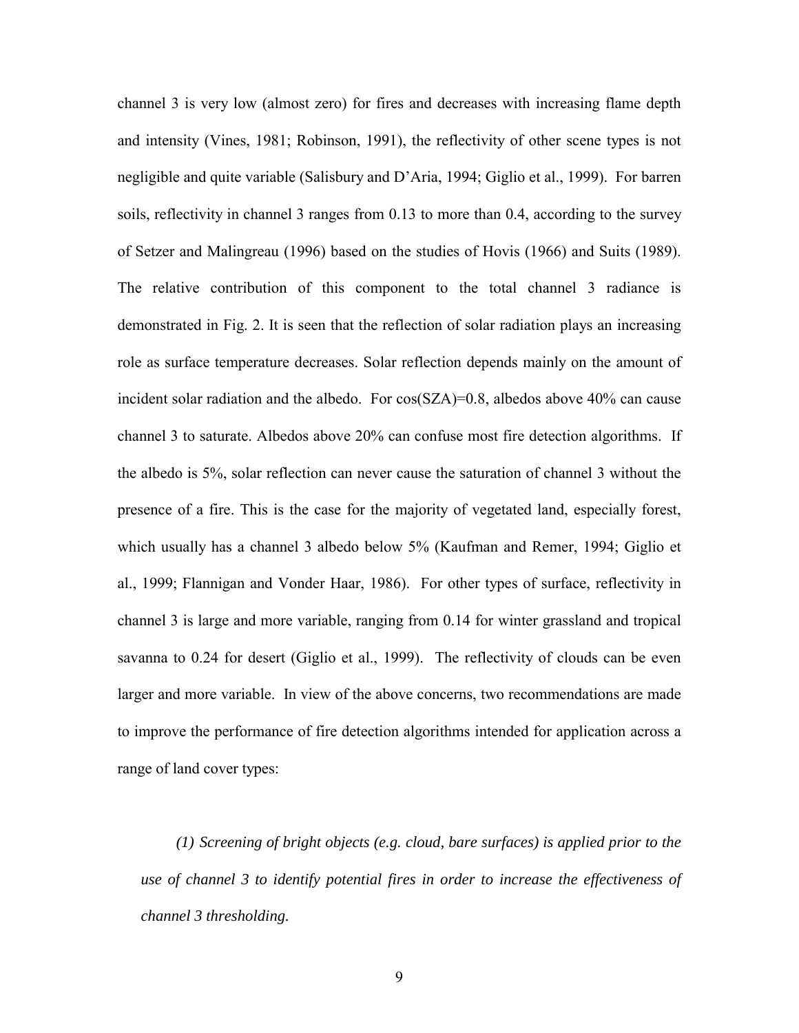channel 3 is very low (almost zero) for fires and decreases with increasing flame depth and intensity (Vines, 1981; Robinson, 1991), the reflectivity of other scene types is not negligible and quite variable (Salisbury and D'Aria, 1994; Giglio et al., 1999). For barren soils, reflectivity in channel 3 ranges from 0.13 to more than 0.4, according to the survey of Setzer and Malingreau (1996) based on the studies of Hovis (1966) and Suits (1989). The relative contribution of this component to the total channel 3 radiance is demonstrated in Fig. 2. It is seen that the reflection of solar radiation plays an increasing role as surface temperature decreases. Solar reflection depends mainly on the amount of incident solar radiation and the albedo. For cos(SZA)=0.8, albedos above 40% can cause channel 3 to saturate. Albedos above 20% can confuse most fire detection algorithms. If the albedo is 5%, solar reflection can never cause the saturation of channel 3 without the presence of a fire. This is the case for the majority of vegetated land, especially forest, which usually has a channel 3 albedo below 5% (Kaufman and Remer, 1994; Giglio et al., 1999; Flannigan and Vonder Haar, 1986). For other types of surface, reflectivity in channel 3 is large and more variable, ranging from 0.14 for winter grassland and tropical savanna to 0.24 for desert (Giglio et al., 1999). The reflectivity of clouds can be even larger and more variable. In view of the above concerns, two recommendations are made to improve the performance of fire detection algorithms intended for application across a range of land cover types:

*(1) Screening of bright objects (e.g. cloud, bare surfaces) is applied prior to the use of channel 3 to identify potential fires in order to increase the effectiveness of channel 3 thresholding.*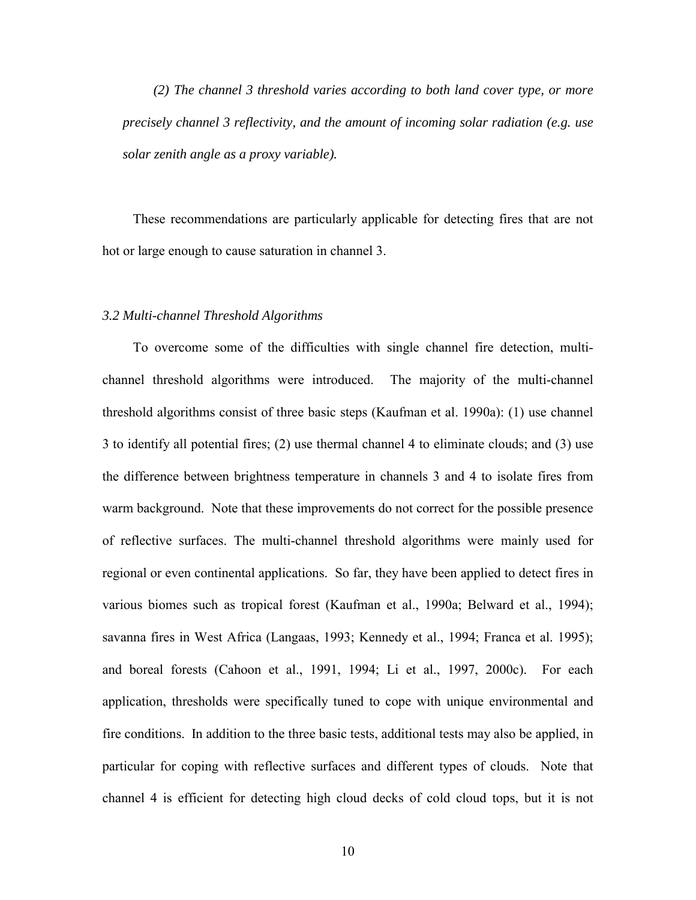*(2) The channel 3 threshold varies according to both land cover type, or more precisely channel 3 reflectivity, and the amount of incoming solar radiation (e.g. use solar zenith angle as a proxy variable).*

These recommendations are particularly applicable for detecting fires that are not hot or large enough to cause saturation in channel 3.

### *3.2 Multi-channel Threshold Algorithms*

To overcome some of the difficulties with single channel fire detection, multi-channel threshold algorithms were introduced. The majority of the multi-channel threshold algorithms consist of three basic steps (Kaufman et al. 1990a): (1) use channel 3 to identify all potential fires; (2) use thermal channel 4 to eliminate clouds; and (3) use the difference between brightness temperature in channels 3 and 4 to isolate fires from warm background. Note that these improvements do not correct for the possible presence of reflective surfaces. The multi-channel threshold algorithms were mainly used for regional or even continental applications. So far, they have been applied to detect fires in various biomes such as tropical forest (Kaufman et al., 1990a; Belward et al., 1994); savanna fires in West Africa (Langaas, 1993; Kennedy et al., 1994; Franca et al. 1995); and boreal forests (Cahoon et al., 1991, 1994; Li et al., 1997, 2000c). For each application, thresholds were specifically tuned to cope with unique environmental and fire conditions. In addition to the three basic tests, additional tests may also be applied, in particular for coping with reflective surfaces and different types of clouds. Note that channel 4 is efficient for detecting high cloud decks of cold cloud tops, but it is not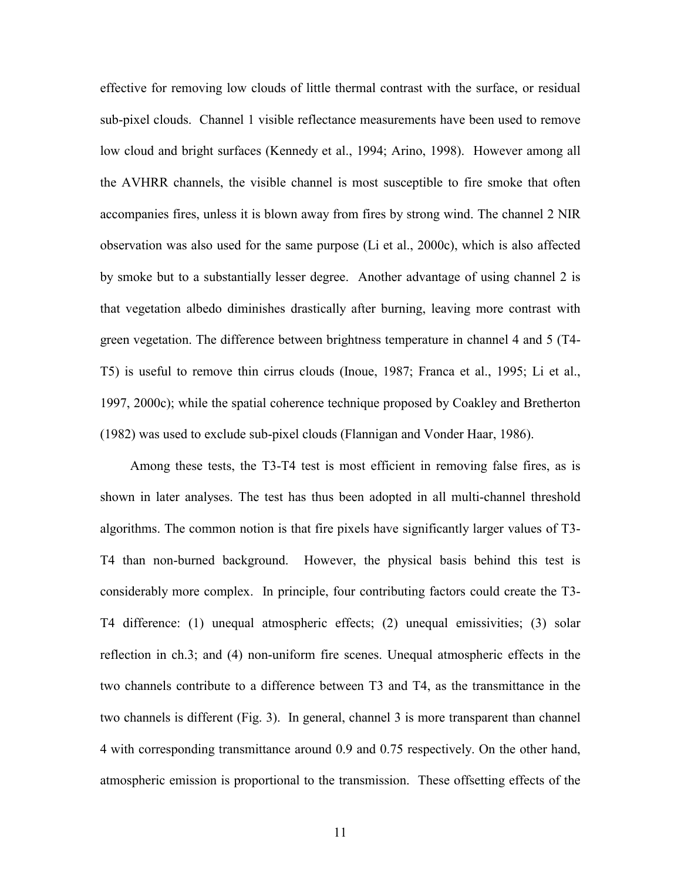effective for removing low clouds of little thermal contrast with the surface, or residual sub-pixel clouds. Channel 1 visible reflectance measurements have been used to remove low cloud and bright surfaces (Kennedy et al., 1994; Arino, 1998). However among all the AVHRR channels, the visible channel is most susceptible to fire smoke that often accompanies fires, unless it is blown away from fires by strong wind. The channel 2 NIR observation was also used for the same purpose (Li et al., 2000c), which is also affected by smoke but to a substantially lesser degree. Another advantage of using channel 2 is that vegetation albedo diminishes drastically after burning, leaving more contrast with green vegetation. The difference between brightness temperature in channel 4 and 5 (T4-T5) is useful to remove thin cirrus clouds (Inoue, 1987; Franca et al., 1995; Li et al., 1997, 2000c); while the spatial coherence technique proposed by Coakley and Bretherton (1982) was used to exclude sub-pixel clouds (Flannigan and Vonder Haar, 1986).

Among these tests, the T3-T4 test is most efficient in removing false fires, as is shown in later analyses. The test has thus been adopted in all multi-channel threshold algorithms. The common notion is that fire pixels have significantly larger values of T3-T4 than non-burned background. However, the physical basis behind this test is considerably more complex. In principle, four contributing factors could create the T3-T4 difference: (1) unequal atmospheric effects; (2) unequal emissivities; (3) solar reflection in ch.3; and (4) non-uniform fire scenes. Unequal atmospheric effects in the two channels contribute to a difference between T3 and T4, as the transmittance in the two channels is different (Fig. 3). In general, channel 3 is more transparent than channel 4 with corresponding transmittance around 0.9 and 0.75 respectively. On the other hand, atmospheric emission is proportional to the transmission. These offsetting effects of the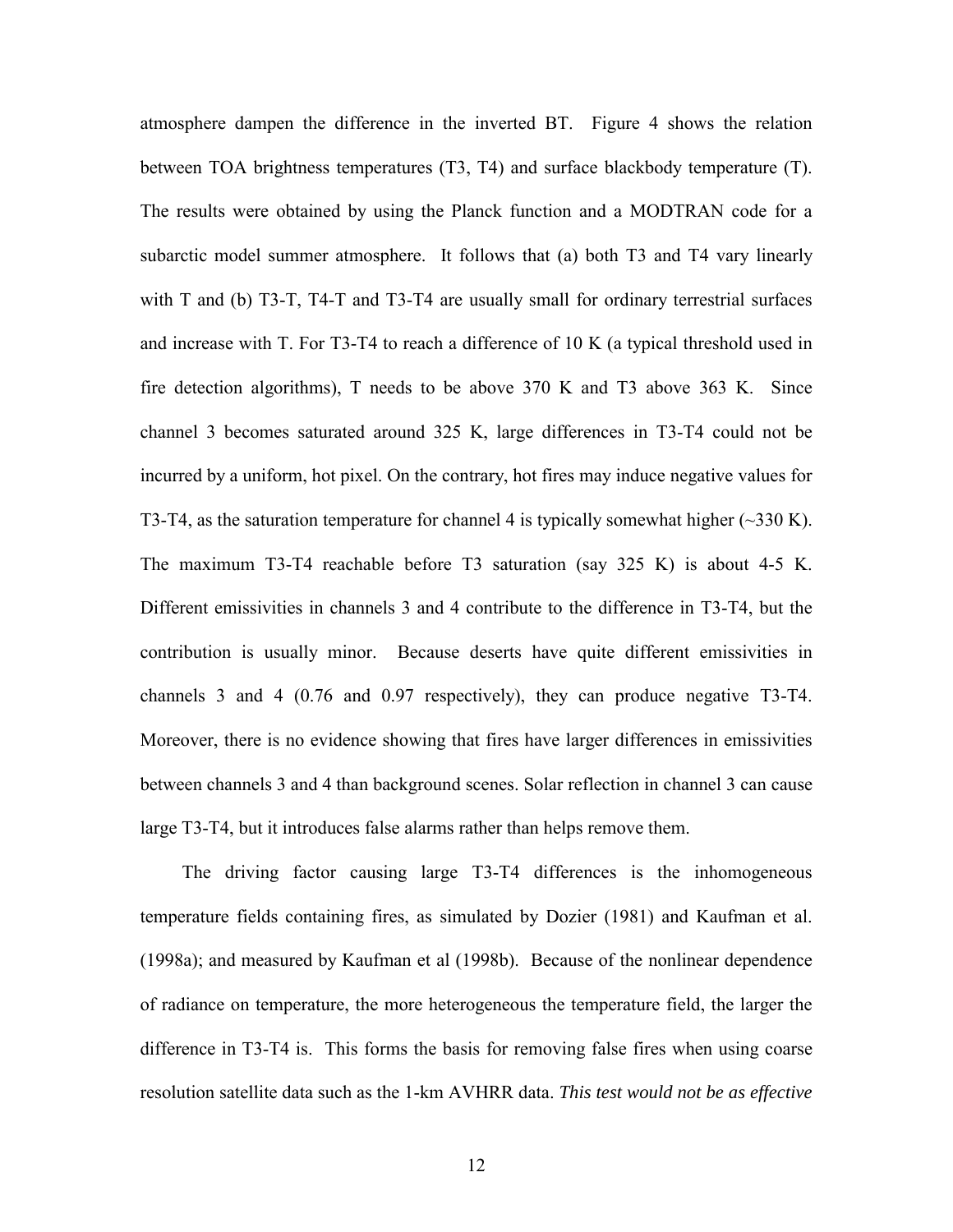atmosphere dampen the difference in the inverted BT. Figure 4 shows the relation between TOA brightness temperatures (T3, T4) and surface blackbody temperature (T). The results were obtained by using the Planck function and a MODTRAN code for a subarctic model summer atmosphere. It follows that (a) both T3 and T4 vary linearly with T and (b) T3-T, T4-T and T3-T4 are usually small for ordinary terrestrial surfaces and increase with T. For T3-T4 to reach a difference of 10 K (a typical threshold used in fire detection algorithms), T needs to be above 370 K and T3 above 363 K. Since channel 3 becomes saturated around 325 K, large differences in T3-T4 could not be incurred by a uniform, hot pixel. On the contrary, hot fires may induce negative values for T3-T4, as the saturation temperature for channel 4 is typically somewhat higher (~330 K). The maximum T3-T4 reachable before T3 saturation (say 325 K) is about 4-5 K. Different emissivities in channels 3 and 4 contribute to the difference in T3-T4, but the contribution is usually minor. Because deserts have quite different emissivities in channels 3 and 4 (0.76 and 0.97 respectively), they can produce negative T3-T4. Moreover, there is no evidence showing that fires have larger differences in emissivities between channels 3 and 4 than background scenes. Solar reflection in channel 3 can cause large T3-T4, but it introduces false alarms rather than helps remove them.

The driving factor causing large T3-T4 differences is the inhomogeneous temperature fields containing fires, as simulated by Dozier (1981) and Kaufman et al. (1998a); and measured by Kaufman et al (1998b). Because of the nonlinear dependence of radiance on temperature, the more heterogeneous the temperature field, the larger the difference in T3-T4 is. This forms the basis for removing false fires when using coarse resolution satellite data such as the 1-km AVHRR data. *This test would not be as effective*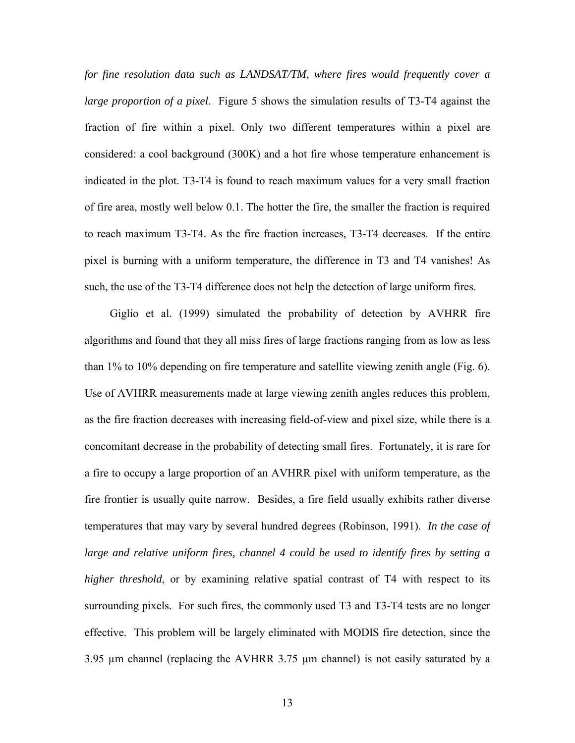*for fine resolution data such as LANDSAT/TM, where fires would frequently cover a large proportion of a pixel*. Figure 5 shows the simulation results of T3-T4 against the fraction of fire within a pixel. Only two different temperatures within a pixel are considered: a cool background (300K) and a hot fire whose temperature enhancement is indicated in the plot. T3-T4 is found to reach maximum values for a very small fraction of fire area, mostly well below 0.1. The hotter the fire, the smaller the fraction is required to reach maximum T3-T4. As the fire fraction increases, T3-T4 decreases. If the entire pixel is burning with a uniform temperature, the difference in T3 and T4 vanishes! As such, the use of the T3-T4 difference does not help the detection of large uniform fires.

Giglio et al. (1999) simulated the probability of detection by AVHRR fire algorithms and found that they all miss fires of large fractions ranging from as low as less than 1% to 10% depending on fire temperature and satellite viewing zenith angle (Fig. 6). Use of AVHRR measurements made at large viewing zenith angles reduces this problem, as the fire fraction decreases with increasing field-of-view and pixel size, while there is a concomitant decrease in the probability of detecting small fires. Fortunately, it is rare for a fire to occupy a large proportion of an AVHRR pixel with uniform temperature, as the fire frontier is usually quite narrow. Besides, a fire field usually exhibits rather diverse temperatures that may vary by several hundred degrees (Robinson, 1991). *In the case of large and relative uniform fires, channel 4 could be used to identify fires by setting a higher threshold*, or by examining relative spatial contrast of T4 with respect to its surrounding pixels. For such fires, the commonly used T3 and T3-T4 tests are no longer effective. This problem will be largely eliminated with MODIS fire detection, since the 3.95 µm channel (replacing the AVHRR 3.75 µm channel) is not easily saturated by a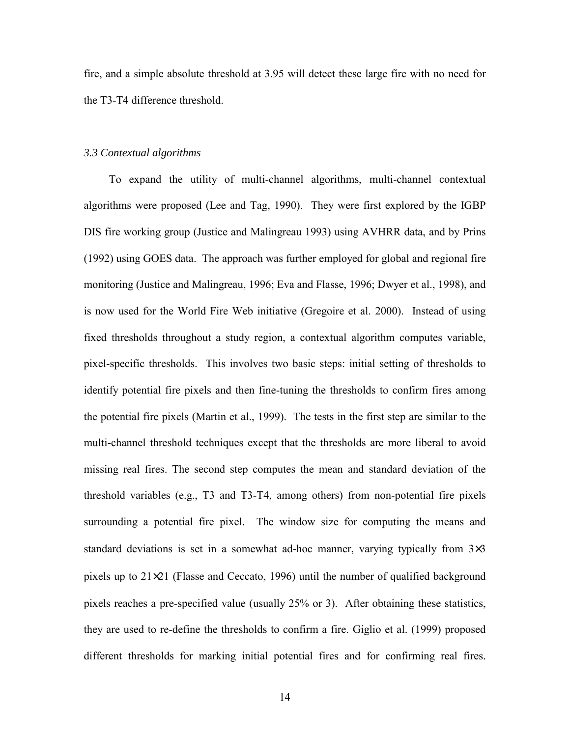fire, and a simple absolute threshold at 3.95 will detect these large fire with no need for the T3-T4 difference threshold.

### *3.3 Contextual algorithms*

To expand the utility of multi-channel algorithms, multi-channel contextual algorithms were proposed (Lee and Tag, 1990). They were first explored by the IGBP DIS fire working group (Justice and Malingreau 1993) using AVHRR data, and by Prins (1992) using GOES data. The approach was further employed for global and regional fire monitoring (Justice and Malingreau, 1996; Eva and Flasse, 1996; Dwyer et al., 1998), and is now used for the World Fire Web initiative (Gregoire et al. 2000). Instead of using fixed thresholds throughout a study region, a contextual algorithm computes variable, pixel-specific thresholds. This involves two basic steps: initial setting of thresholds to identify potential fire pixels and then fine-tuning the thresholds to confirm fires among the potential fire pixels (Martin et al., 1999). The tests in the first step are similar to the multi-channel threshold techniques except that the thresholds are more liberal to avoid missing real fires. The second step computes the mean and standard deviation of the threshold variables (e.g., T3 and T3-T4, among others) from non-potential fire pixels surrounding a potential fire pixel. The window size for computing the means and standard deviations is set in a somewhat ad-hoc manner, varying typically from $3\times3$ pixels up to $21\times21$ (Flasse and Ceccato, 1996) until the number of qualified background pixels reaches a pre-specified value (usually 25% or 3). After obtaining these statistics, they are used to re-define the thresholds to confirm a fire. Giglio et al. (1999) proposed different thresholds for marking initial potential fires and for confirming real fires.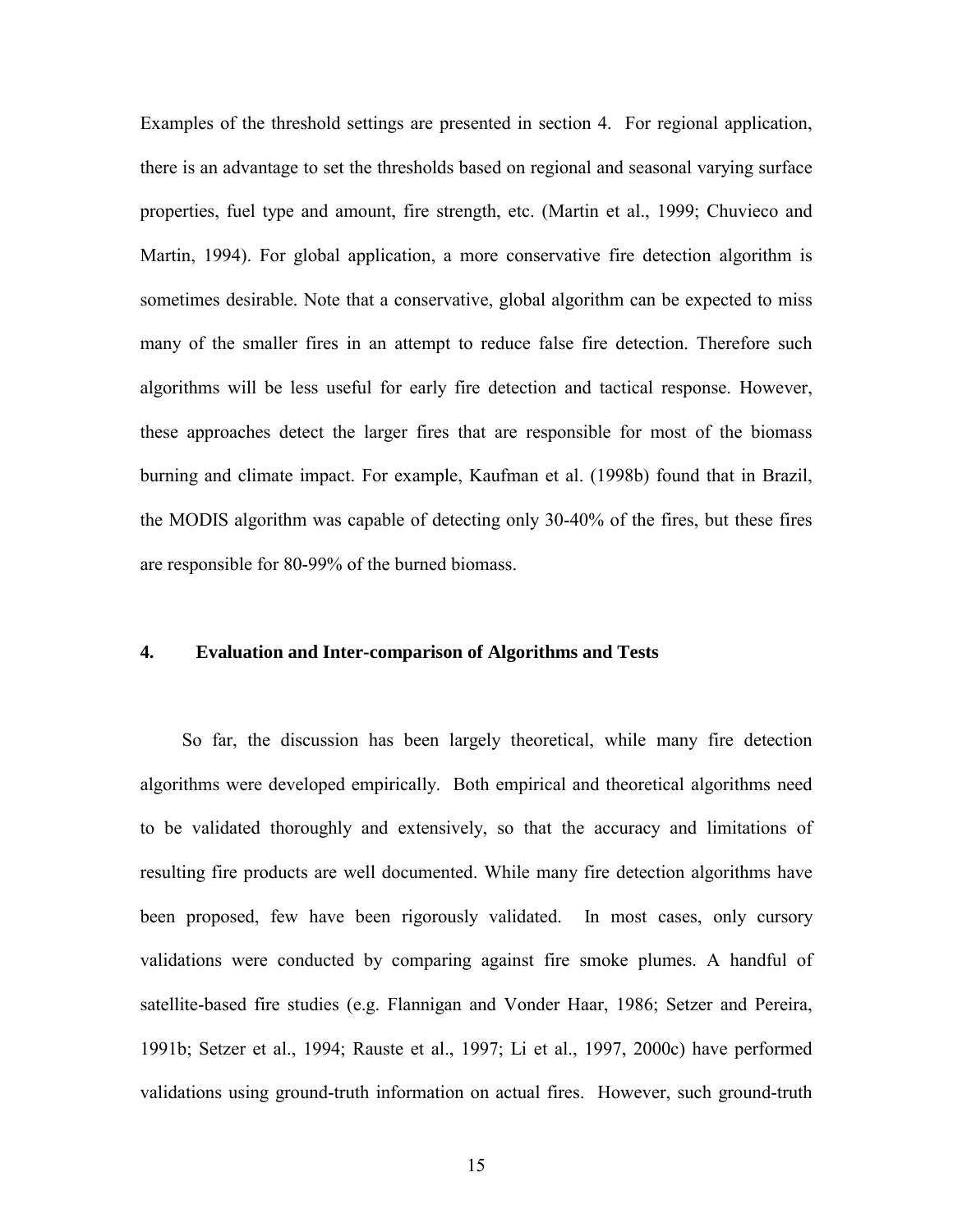Examples of the threshold settings are presented in section 4. For regional application, there is an advantage to set the thresholds based on regional and seasonal varying surface properties, fuel type and amount, fire strength, etc. (Martin et al., 1999; Chuvieco and Martin, 1994). For global application, a more conservative fire detection algorithm is sometimes desirable. Note that a conservative, global algorithm can be expected to miss many of the smaller fires in an attempt to reduce false fire detection. Therefore such algorithms will be less useful for early fire detection and tactical response. However, these approaches detect the larger fires that are responsible for most of the biomass burning and climate impact. For example, Kaufman et al. (1998b) found that in Brazil, the MODIS algorithm was capable of detecting only 30-40% of the fires, but these fires are responsible for 80-99% of the burned biomass.

## 4. Evaluation and Inter-comparison of Algorithms and Tests

So far, the discussion has been largely theoretical, while many fire detection algorithms were developed empirically. Both empirical and theoretical algorithms need to be validated thoroughly and extensively, so that the accuracy and limitations of resulting fire products are well documented. While many fire detection algorithms have been proposed, few have been rigorously validated. In most cases, only cursory validations were conducted by comparing against fire smoke plumes. A handful of satellite-based fire studies (e.g. Flannigan and Vonder Haar, 1986; Setzer and Pereira, 1991b; Setzer et al., 1994; Rauste et al., 1997; Li et al., 1997, 2000c) have performed validations using ground-truth information on actual fires. However, such ground-truth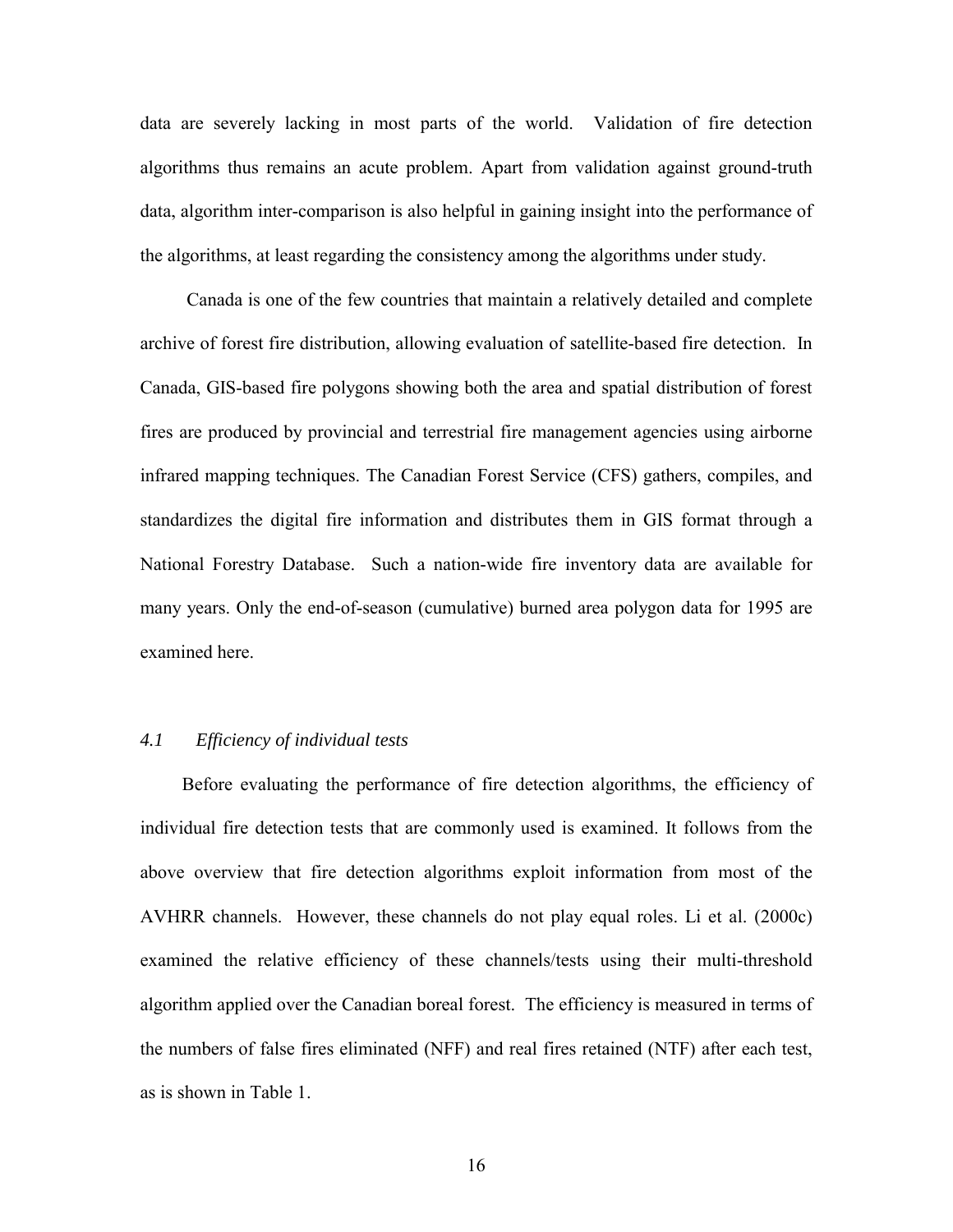data are severely lacking in most parts of the world. Validation of fire detection algorithms thus remains an acute problem. Apart from validation against ground-truth data, algorithm inter-comparison is also helpful in gaining insight into the performance of the algorithms, at least regarding the consistency among the algorithms under study.

Canada is one of the few countries that maintain a relatively detailed and complete archive of forest fire distribution, allowing evaluation of satellite-based fire detection. In Canada, GIS-based fire polygons showing both the area and spatial distribution of forest fires are produced by provincial and terrestrial fire management agencies using airborne infrared mapping techniques. The Canadian Forest Service (CFS) gathers, compiles, and standardizes the digital fire information and distributes them in GIS format through a National Forestry Database. Such a nation-wide fire inventory data are available for many years. Only the end-of-season (cumulative) burned area polygon data for 1995 are examined here.

### *4.1 Efficiency of individual tests*

Before evaluating the performance of fire detection algorithms, the efficiency of individual fire detection tests that are commonly used is examined. It follows from the above overview that fire detection algorithms exploit information from most of the AVHRR channels. However, these channels do not play equal roles. Li et al. (2000c) examined the relative efficiency of these channels/tests using their multi-threshold algorithm applied over the Canadian boreal forest. The efficiency is measured in terms of the numbers of false fires eliminated (NFF) and real fires retained (NTF) after each test, as is shown in Table 1.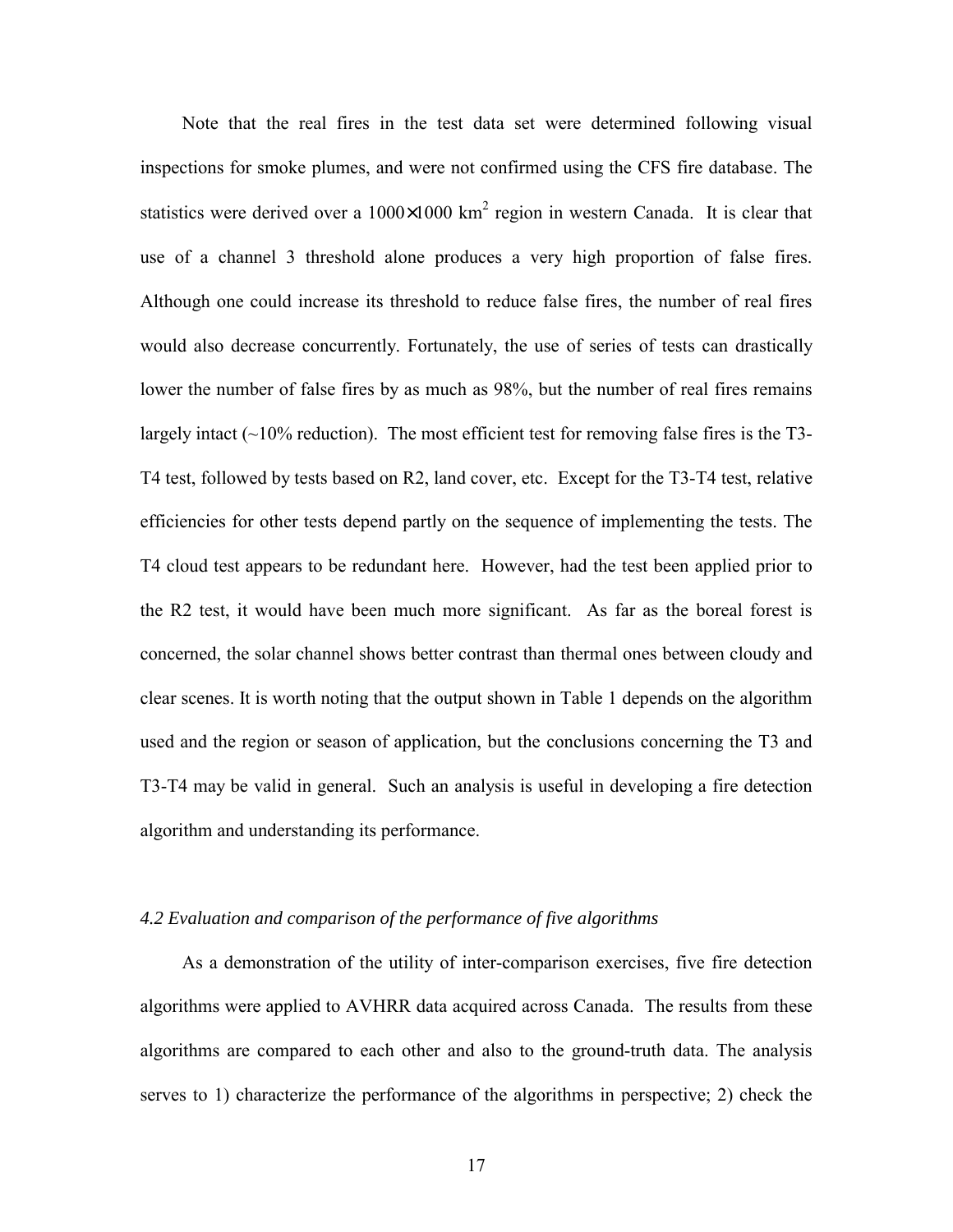Note that the real fires in the test data set were determined following visual inspections for smoke plumes, and were not confirmed using the CFS fire database. The statistics were derived over a $1000 \times 1000$ km$^2$ region in western Canada. It is clear that use of a channel 3 threshold alone produces a very high proportion of false fires. Although one could increase its threshold to reduce false fires, the number of real fires would also decrease concurrently. Fortunately, the use of series of tests can drastically lower the number of false fires by as much as 98%, but the number of real fires remains largely intact (~10% reduction). The most efficient test for removing false fires is the T3-T4 test, followed by tests based on R2, land cover, etc. Except for the T3-T4 test, relative efficiencies for other tests depend partly on the sequence of implementing the tests. The T4 cloud test appears to be redundant here. However, had the test been applied prior to the R2 test, it would have been much more significant. As far as the boreal forest is concerned, the solar channel shows better contrast than thermal ones between cloudy and clear scenes. It is worth noting that the output shown in Table 1 depends on the algorithm used and the region or season of application, but the conclusions concerning the T3 and T3-T4 may be valid in general. Such an analysis is useful in developing a fire detection algorithm and understanding its performance.

### *4.2 Evaluation and comparison of the performance of five algorithms*

As a demonstration of the utility of inter-comparison exercises, five fire detection algorithms were applied to AVHRR data acquired across Canada. The results from these algorithms are compared to each other and also to the ground-truth data. The analysis serves to 1) characterize the performance of the algorithms in perspective; 2) check the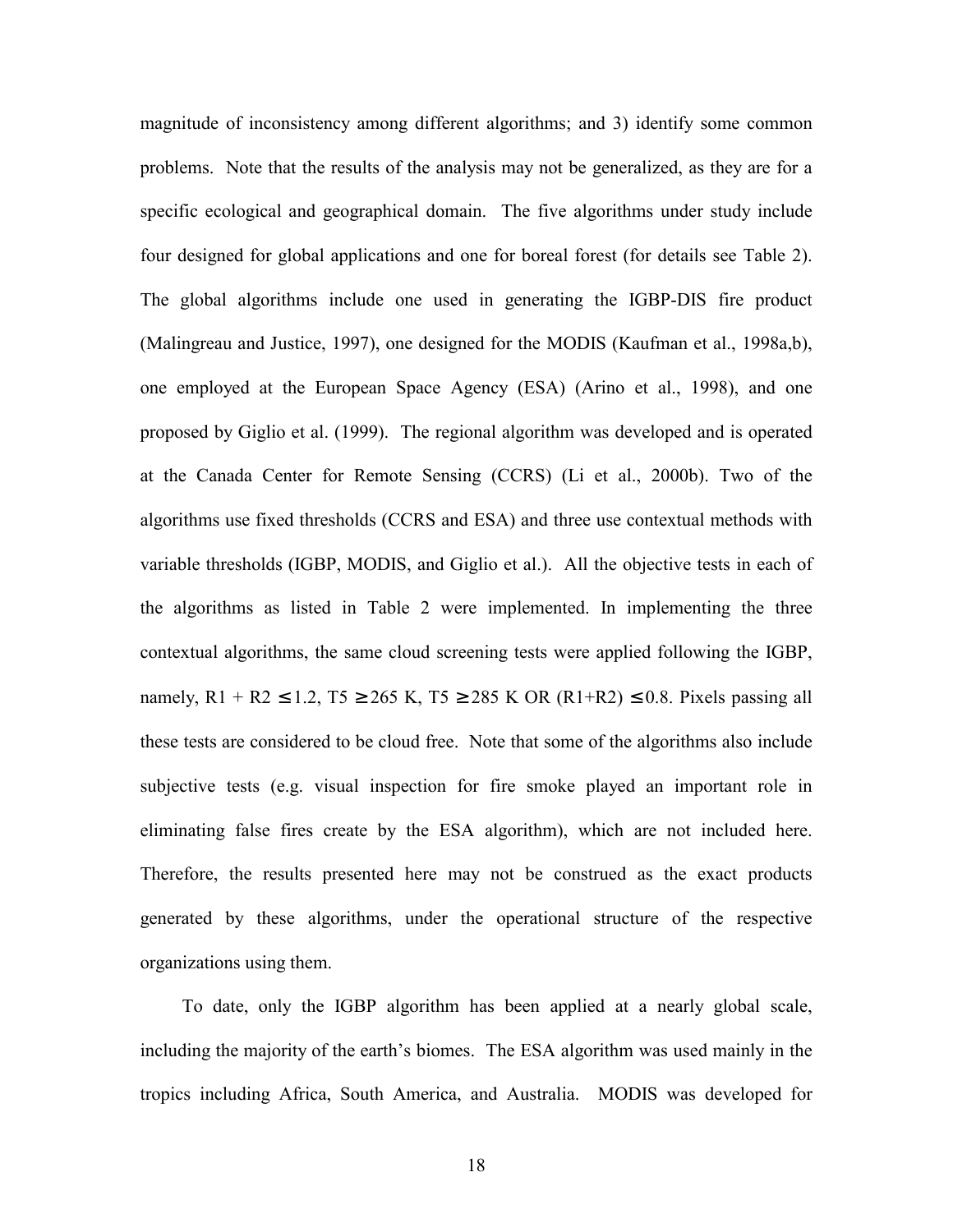magnitude of inconsistency among different algorithms; and 3) identify some common problems. Note that the results of the analysis may not be generalized, as they are for a specific ecological and geographical domain. The five algorithms under study include four designed for global applications and one for boreal forest (for details see Table 2). The global algorithms include one used in generating the IGBP-DIS fire product (Malingreau and Justice, 1997), one designed for the MODIS (Kaufman et al., 1998a,b), one employed at the European Space Agency (ESA) (Arino et al., 1998), and one proposed by Giglio et al. (1999). The regional algorithm was developed and is operated at the Canada Center for Remote Sensing (CCRS) (Li et al., 2000b). Two of the algorithms use fixed thresholds (CCRS and ESA) and three use contextual methods with variable thresholds (IGBP, MODIS, and Giglio et al.). All the objective tests in each of the algorithms as listed in Table 2 were implemented. In implementing the three contextual algorithms, the same cloud screening tests were applied following the IGBP, namely, $R1 + R2 \leq 1.2$, $T5 \geq 265$ K, $T5 \geq 285$ K OR $(R1+R2) \leq 0.8$. Pixels passing all these tests are considered to be cloud free. Note that some of the algorithms also include subjective tests (e.g. visual inspection for fire smoke played an important role in eliminating false fires create by the ESA algorithm), which are not included here. Therefore, the results presented here may not be construed as the exact products generated by these algorithms, under the operational structure of the respective organizations using them.

To date, only the IGBP algorithm has been applied at a nearly global scale, including the majority of the earth's biomes. The ESA algorithm was used mainly in the tropics including Africa, South America, and Australia. MODIS was developed for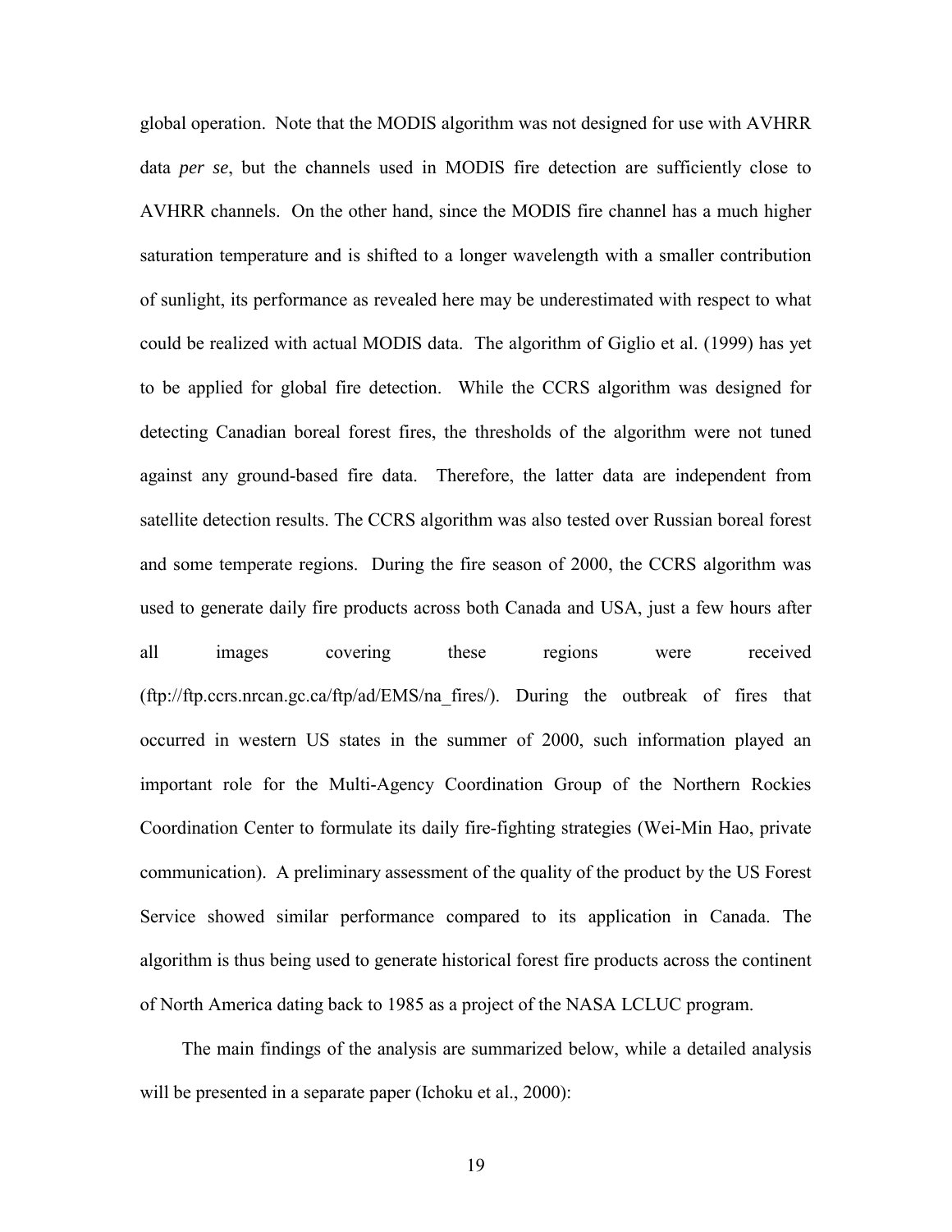global operation. Note that the MODIS algorithm was not designed for use with AVHRR data *per se*, but the channels used in MODIS fire detection are sufficiently close to AVHRR channels. On the other hand, since the MODIS fire channel has a much higher saturation temperature and is shifted to a longer wavelength with a smaller contribution of sunlight, its performance as revealed here may be underestimated with respect to what could be realized with actual MODIS data. The algorithm of Giglio et al. (1999) has yet to be applied for global fire detection. While the CCRS algorithm was designed for detecting Canadian boreal forest fires, the thresholds of the algorithm were not tuned against any ground-based fire data. Therefore, the latter data are independent from satellite detection results. The CCRS algorithm was also tested over Russian boreal forest and some temperate regions. During the fire season of 2000, the CCRS algorithm was used to generate daily fire products across both Canada and USA, just a few hours after all images covering these regions were received (ftp://ftp.ccrs.nrcan.gc.ca/ftp/ad/EMS/na_fires/). During the outbreak of fires that occurred in western US states in the summer of 2000, such information played an important role for the Multi-Agency Coordination Group of the Northern Rockies Coordination Center to formulate its daily fire-fighting strategies (Wei-Min Hao, private communication). A preliminary assessment of the quality of the product by the US Forest Service showed similar performance compared to its application in Canada. The algorithm is thus being used to generate historical forest fire products across the continent of North America dating back to 1985 as a project of the NASA LCLUC program.

The main findings of the analysis are summarized below, while a detailed analysis will be presented in a separate paper (Ichoku et al., 2000):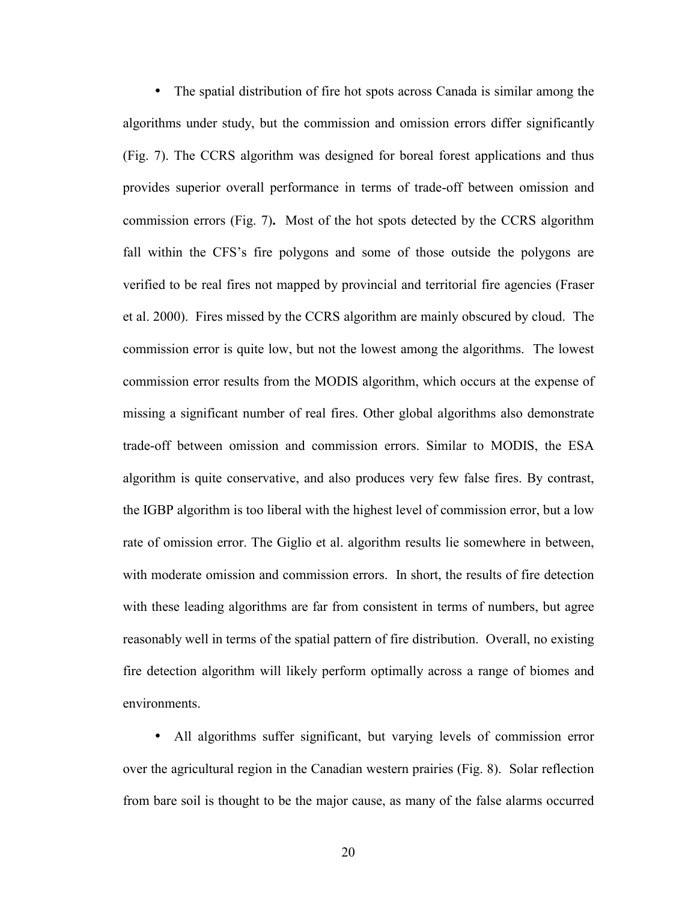- The spatial distribution of fire hot spots across Canada is similar among the algorithms under study, but the commission and omission errors differ significantly (Fig. 7). The CCRS algorithm was designed for boreal forest applications and thus provides superior overall performance in terms of trade-off between omission and commission errors (Fig. 7). Most of the hot spots detected by the CCRS algorithm fall within the CFS's fire polygons and some of those outside the polygons are verified to be real fires not mapped by provincial and territorial fire agencies (Fraser et al. 2000). Fires missed by the CCRS algorithm are mainly obscured by cloud. The commission error is quite low, but not the lowest among the algorithms. The lowest commission error results from the MODIS algorithm, which occurs at the expense of missing a significant number of real fires. Other global algorithms also demonstrate trade-off between omission and commission errors. Similar to MODIS, the ESA algorithm is quite conservative, and also produces very few false fires. By contrast, the IGBP algorithm is too liberal with the highest level of commission error, but a low rate of omission error. The Giglio et al. algorithm results lie somewhere in between, with moderate omission and commission errors. In short, the results of fire detection with these leading algorithms are far from consistent in terms of numbers, but agree reasonably well in terms of the spatial pattern of fire distribution. Overall, no existing fire detection algorithm will likely perform optimally across a range of biomes and environments.

- All algorithms suffer significant, but varying levels of commission error over the agricultural region in the Canadian western prairies (Fig. 8). Solar reflection from bare soil is thought to be the major cause, as many of the false alarms occurred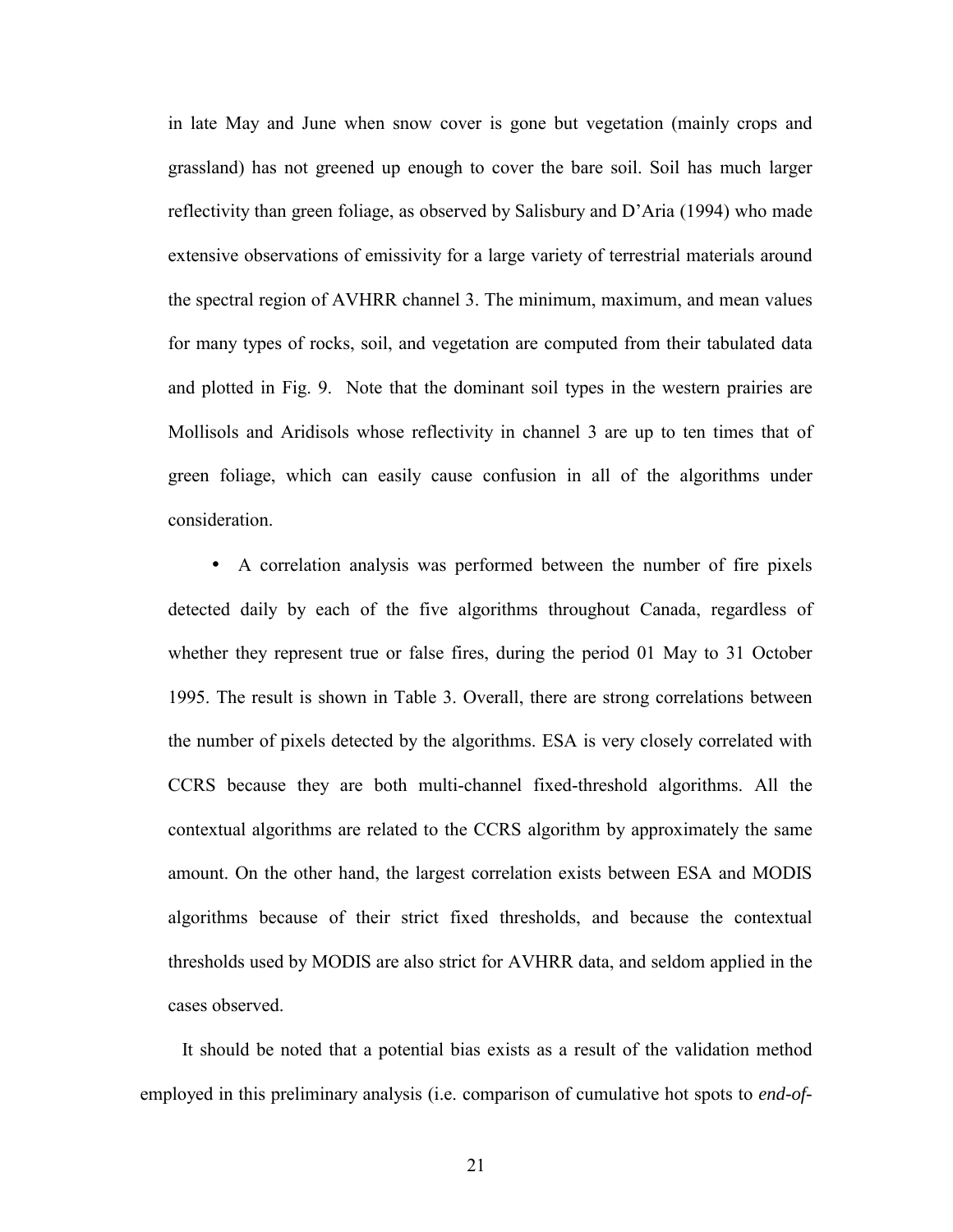in late May and June when snow cover is gone but vegetation (mainly crops and grassland) has not greened up enough to cover the bare soil. Soil has much larger reflectivity than green foliage, as observed by Salisbury and D'Aria (1994) who made extensive observations of emissivity for a large variety of terrestrial materials around the spectral region of AVHRR channel 3. The minimum, maximum, and mean values for many types of rocks, soil, and vegetation are computed from their tabulated data and plotted in Fig. 9. Note that the dominant soil types in the western prairies are Mollisols and Aridisols whose reflectivity in channel 3 are up to ten times that of green foliage, which can easily cause confusion in all of the algorithms under consideration.

- A correlation analysis was performed between the number of fire pixels detected daily by each of the five algorithms throughout Canada, regardless of whether they represent true or false fires, during the period 01 May to 31 October 1995. The result is shown in Table 3. Overall, there are strong correlations between the number of pixels detected by the algorithms. ESA is very closely correlated with CCRS because they are both multi-channel fixed-threshold algorithms. All the contextual algorithms are related to the CCRS algorithm by approximately the same amount. On the other hand, the largest correlation exists between ESA and MODIS algorithms because of their strict fixed thresholds, and because the contextual thresholds used by MODIS are also strict for AVHRR data, and seldom applied in the cases observed.

It should be noted that a potential bias exists as a result of the validation method employed in this preliminary analysis (i.e. comparison of cumulative hot spots to *end-of-*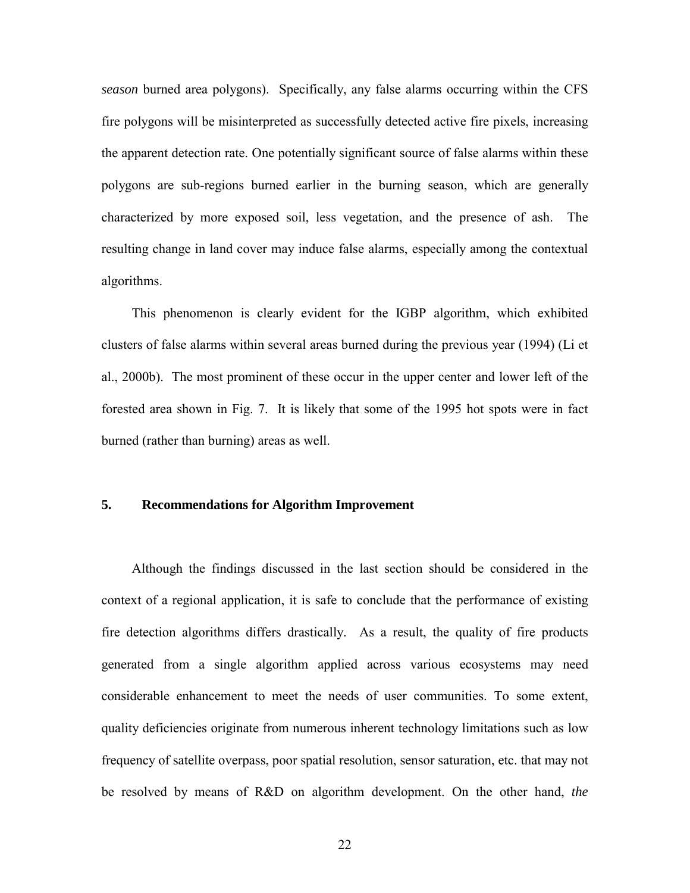*season* burned area polygons). Specifically, any false alarms occurring within the CFS fire polygons will be misinterpreted as successfully detected active fire pixels, increasing the apparent detection rate. One potentially significant source of false alarms within these polygons are sub-regions burned earlier in the burning season, which are generally characterized by more exposed soil, less vegetation, and the presence of ash. The resulting change in land cover may induce false alarms, especially among the contextual algorithms.

This phenomenon is clearly evident for the IGBP algorithm, which exhibited clusters of false alarms within several areas burned during the previous year (1994) (Li et al., 2000b). The most prominent of these occur in the upper center and lower left of the forested area shown in Fig. 7. It is likely that some of the 1995 hot spots were in fact burned (rather than burning) areas as well.

## 5. Recommendations for Algorithm Improvement

Although the findings discussed in the last section should be considered in the context of a regional application, it is safe to conclude that the performance of existing fire detection algorithms differs drastically. As a result, the quality of fire products generated from a single algorithm applied across various ecosystems may need considerable enhancement to meet the needs of user communities. To some extent, quality deficiencies originate from numerous inherent technology limitations such as low frequency of satellite overpass, poor spatial resolution, sensor saturation, etc. that may not be resolved by means of R&D on algorithm development. On the other hand, *the*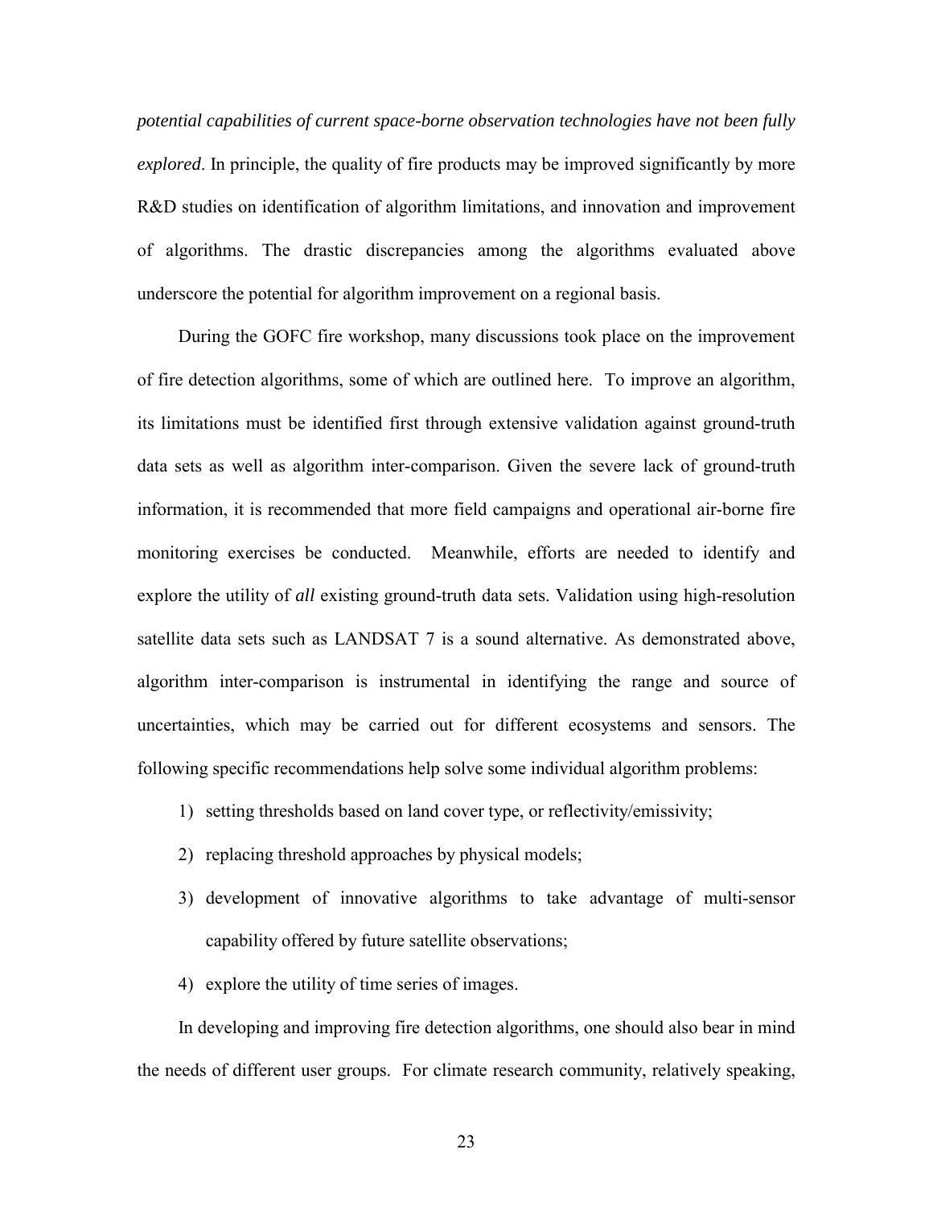*potential capabilities of current space-borne observation technologies have not been fully explored*. In principle, the quality of fire products may be improved significantly by more R&D studies on identification of algorithm limitations, and innovation and improvement of algorithms. The drastic discrepancies among the algorithms evaluated above underscore the potential for algorithm improvement on a regional basis.

During the GOFC fire workshop, many discussions took place on the improvement of fire detection algorithms, some of which are outlined here. To improve an algorithm, its limitations must be identified first through extensive validation against ground-truth data sets as well as algorithm inter-comparison. Given the severe lack of ground-truth information, it is recommended that more field campaigns and operational air-borne fire monitoring exercises be conducted. Meanwhile, efforts are needed to identify and explore the utility of *all* existing ground-truth data sets. Validation using high-resolution satellite data sets such as LANDSAT 7 is a sound alternative. As demonstrated above, algorithm inter-comparison is instrumental in identifying the range and source of uncertainties, which may be carried out for different ecosystems and sensors. The following specific recommendations help solve some individual algorithm problems:

1) setting thresholds based on land cover type, or reflectivity/emissivity;
2) replacing threshold approaches by physical models;
3) development of innovative algorithms to take advantage of multi-sensor capability offered by future satellite observations;
4) explore the utility of time series of images.

In developing and improving fire detection algorithms, one should also bear in mind the needs of different user groups. For climate research community, relatively speaking,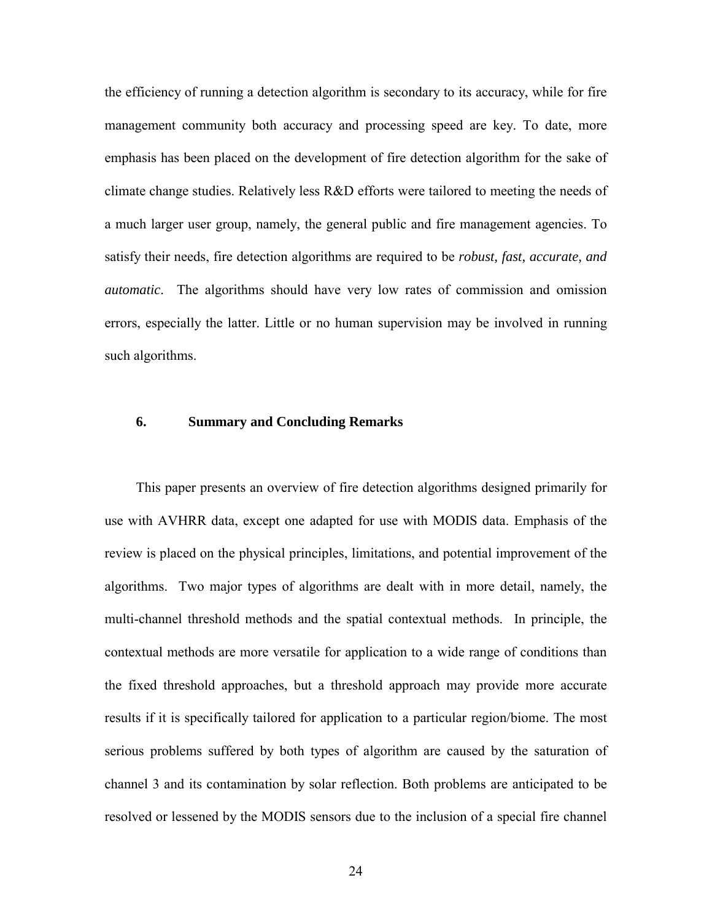the efficiency of running a detection algorithm is secondary to its accuracy, while for fire management community both accuracy and processing speed are key. To date, more emphasis has been placed on the development of fire detection algorithm for the sake of climate change studies. Relatively less R&D efforts were tailored to meeting the needs of a much larger user group, namely, the general public and fire management agencies. To satisfy their needs, fire detection algorithms are required to be *robust, fast, accurate, and automatic*. The algorithms should have very low rates of commission and omission errors, especially the latter. Little or no human supervision may be involved in running such algorithms.

## 6. Summary and Concluding Remarks

This paper presents an overview of fire detection algorithms designed primarily for use with AVHRR data, except one adapted for use with MODIS data. Emphasis of the review is placed on the physical principles, limitations, and potential improvement of the algorithms. Two major types of algorithms are dealt with in more detail, namely, the multi-channel threshold methods and the spatial contextual methods. In principle, the contextual methods are more versatile for application to a wide range of conditions than the fixed threshold approaches, but a threshold approach may provide more accurate results if it is specifically tailored for application to a particular region/biome. The most serious problems suffered by both types of algorithm are caused by the saturation of channel 3 and its contamination by solar reflection. Both problems are anticipated to be resolved or lessened by the MODIS sensors due to the inclusion of a special fire channel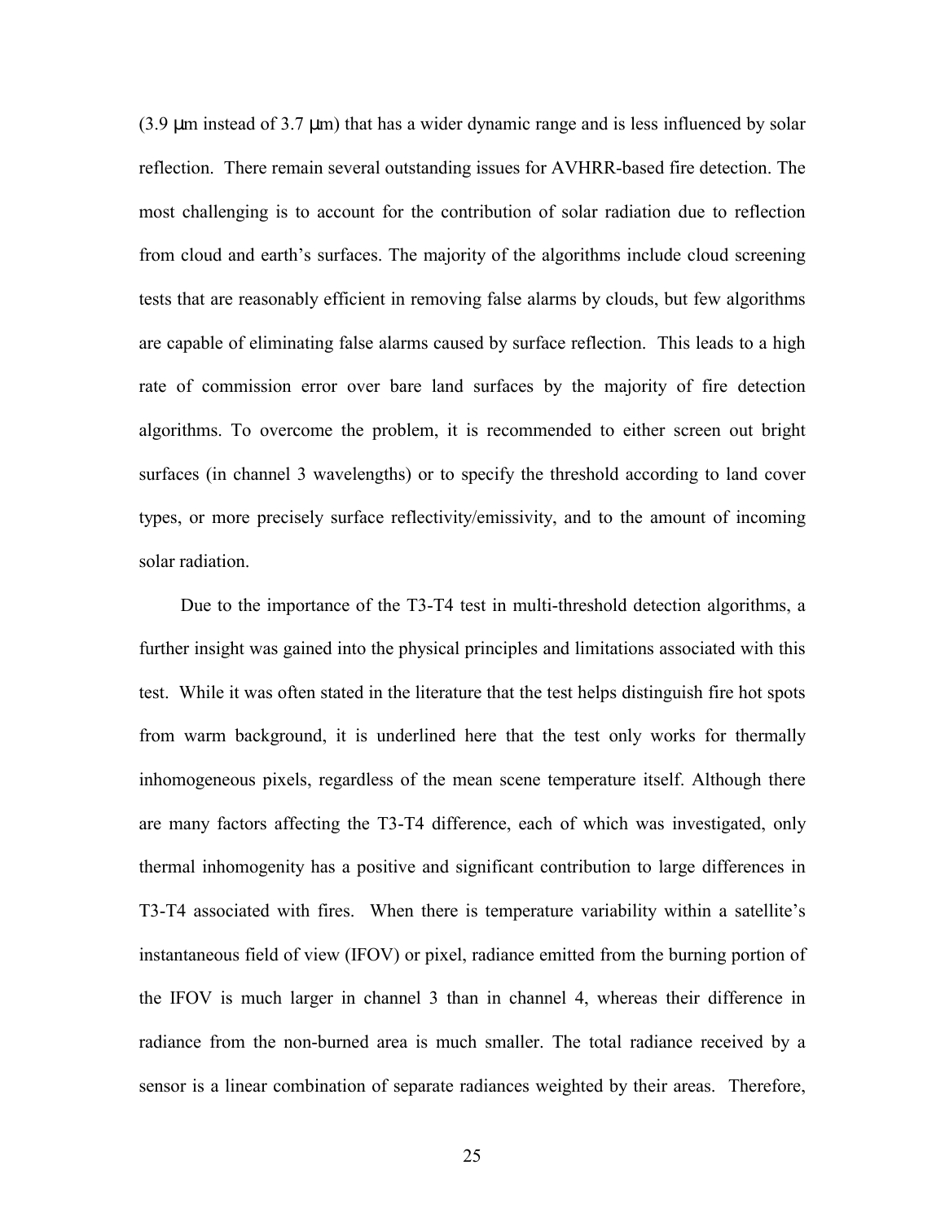(3.9 μm instead of 3.7 μm) that has a wider dynamic range and is less influenced by solar reflection. There remain several outstanding issues for AVHRR-based fire detection. The most challenging is to account for the contribution of solar radiation due to reflection from cloud and earth's surfaces. The majority of the algorithms include cloud screening tests that are reasonably efficient in removing false alarms by clouds, but few algorithms are capable of eliminating false alarms caused by surface reflection. This leads to a high rate of commission error over bare land surfaces by the majority of fire detection algorithms. To overcome the problem, it is recommended to either screen out bright surfaces (in channel 3 wavelengths) or to specify the threshold according to land cover types, or more precisely surface reflectivity/emissivity, and to the amount of incoming solar radiation.

Due to the importance of the T3-T4 test in multi-threshold detection algorithms, a further insight was gained into the physical principles and limitations associated with this test. While it was often stated in the literature that the test helps distinguish fire hot spots from warm background, it is underlined here that the test only works for thermally inhomogeneous pixels, regardless of the mean scene temperature itself. Although there are many factors affecting the T3-T4 difference, each of which was investigated, only thermal inhomogenity has a positive and significant contribution to large differences in T3-T4 associated with fires. When there is temperature variability within a satellite's instantaneous field of view (IFOV) or pixel, radiance emitted from the burning portion of the IFOV is much larger in channel 3 than in channel 4, whereas their difference in radiance from the non-burned area is much smaller. The total radiance received by a sensor is a linear combination of separate radiances weighted by their areas. Therefore,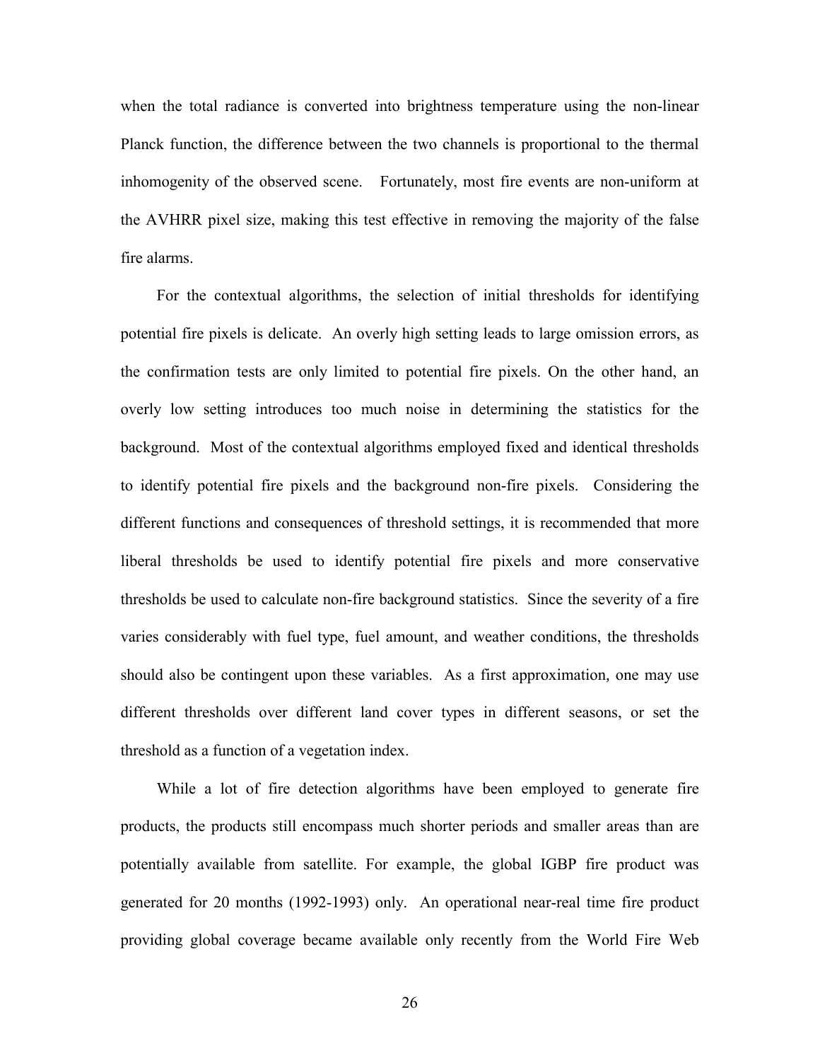when the total radiance is converted into brightness temperature using the non-linear Planck function, the difference between the two channels is proportional to the thermal inhomogenity of the observed scene. Fortunately, most fire events are non-uniform at the AVHRR pixel size, making this test effective in removing the majority of the false fire alarms.

For the contextual algorithms, the selection of initial thresholds for identifying potential fire pixels is delicate. An overly high setting leads to large omission errors, as the confirmation tests are only limited to potential fire pixels. On the other hand, an overly low setting introduces too much noise in determining the statistics for the background. Most of the contextual algorithms employed fixed and identical thresholds to identify potential fire pixels and the background non-fire pixels. Considering the different functions and consequences of threshold settings, it is recommended that more liberal thresholds be used to identify potential fire pixels and more conservative thresholds be used to calculate non-fire background statistics. Since the severity of a fire varies considerably with fuel type, fuel amount, and weather conditions, the thresholds should also be contingent upon these variables. As a first approximation, one may use different thresholds over different land cover types in different seasons, or set the threshold as a function of a vegetation index.

While a lot of fire detection algorithms have been employed to generate fire products, the products still encompass much shorter periods and smaller areas than are potentially available from satellite. For example, the global IGBP fire product was generated for 20 months (1992-1993) only. An operational near-real time fire product providing global coverage became available only recently from the World Fire Web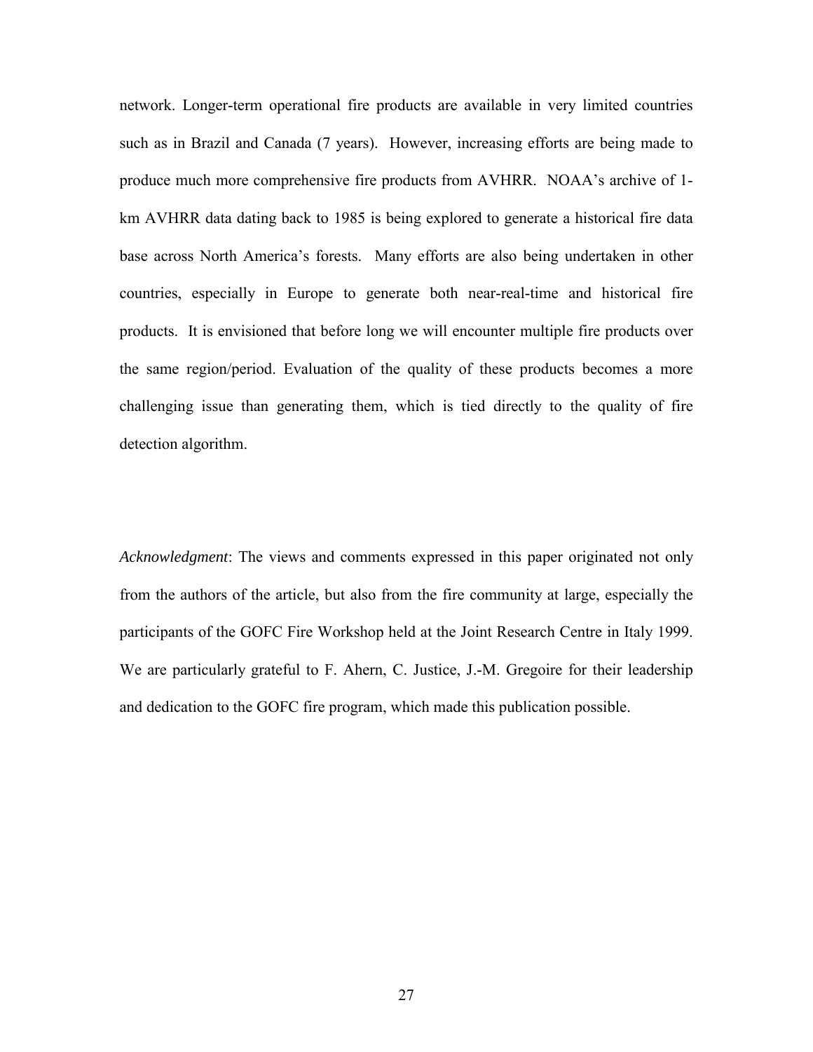network. Longer-term operational fire products are available in very limited countries such as in Brazil and Canada (7 years). However, increasing efforts are being made to produce much more comprehensive fire products from AVHRR. NOAA's archive of 1-km AVHRR data dating back to 1985 is being explored to generate a historical fire data base across North America's forests. Many efforts are also being undertaken in other countries, especially in Europe to generate both near-real-time and historical fire products. It is envisioned that before long we will encounter multiple fire products over the same region/period. Evaluation of the quality of these products becomes a more challenging issue than generating them, which is tied directly to the quality of fire detection algorithm.

*Acknowledgment*: The views and comments expressed in this paper originated not only from the authors of the article, but also from the fire community at large, especially the participants of the GOFC Fire Workshop held at the Joint Research Centre in Italy 1999. We are particularly grateful to F. Ahern, C. Justice, J.-M. Gregoire for their leadership and dedication to the GOFC fire program, which made this publication possible.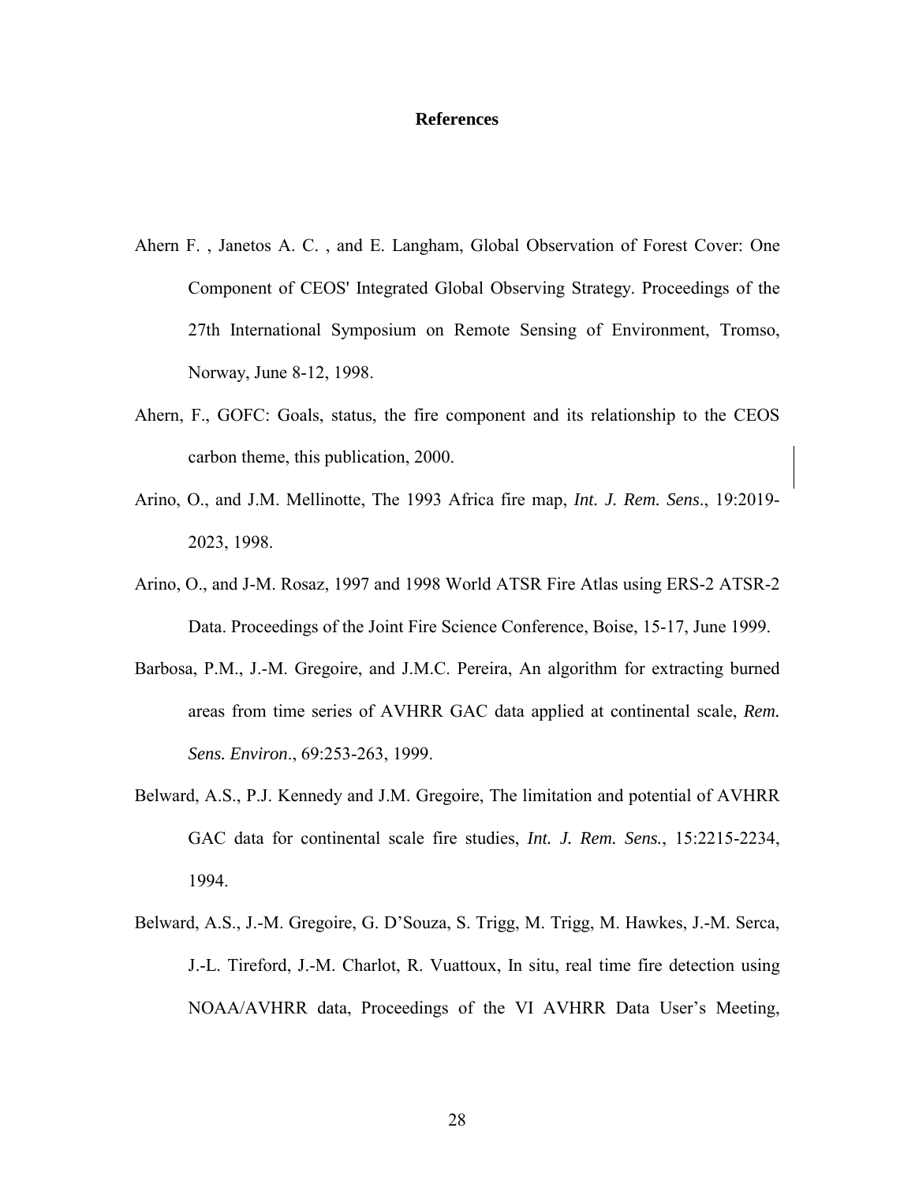# References

Ahern F. , Janetos A. C. , and E. Langham, Global Observation of Forest Cover: One Component of CEOS' Integrated Global Observing Strategy. Proceedings of the 27th International Symposium on Remote Sensing of Environment, Tromso, Norway, June 8-12, 1998.

Ahern, F., GOFC: Goals, status, the fire component and its relationship to the CEOS carbon theme, this publication, 2000.

Arino, O., and J.M. Mellinotte, The 1993 Africa fire map, *Int. J. Rem. Sens*., 19:2019-2023, 1998.

Arino, O., and J-M. Rosaz, 1997 and 1998 World ATSR Fire Atlas using ERS-2 ATSR-2 Data. Proceedings of the Joint Fire Science Conference, Boise, 15-17, June 1999.

Barbosa, P.M., J.-M. Gregoire, and J.M.C. Pereira, An algorithm for extracting burned areas from time series of AVHRR GAC data applied at continental scale, *Rem. Sens. Environ*., 69:253-263, 1999.

Belward, A.S., P.J. Kennedy and J.M. Gregoire, The limitation and potential of AVHRR GAC data for continental scale fire studies, *Int. J. Rem. Sens.*, 15:2215-2234, 1994.

Belward, A.S., J.-M. Gregoire, G. D'Souza, S. Trigg, M. Trigg, M. Hawkes, J.-M. Serca, J.-L. Tireford, J.-M. Charlot, R. Vuattoux, In situ, real time fire detection using NOAA/AVHRR data, Proceedings of the VI AVHRR Data User's Meeting,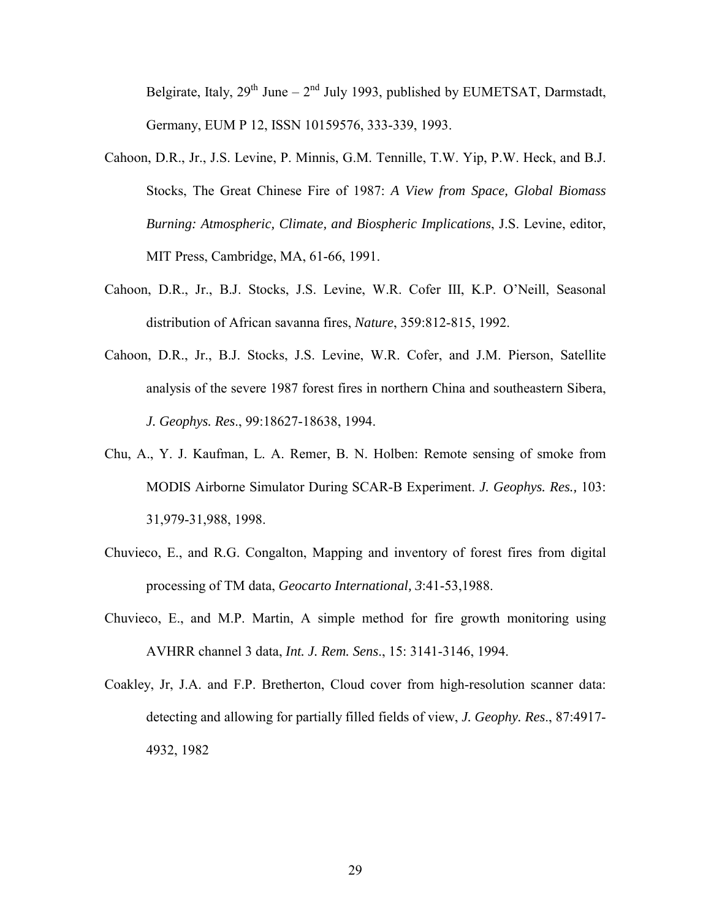Belgirate, Italy, 29th June – 2nd July 1993, published by EUMETSAT, Darmstadt, Germany, EUM P 12, ISSN 10159576, 333-339, 1993.

Cahoon, D.R., Jr., J.S. Levine, P. Minnis, G.M. Tennille, T.W. Yip, P.W. Heck, and B.J. Stocks, The Great Chinese Fire of 1987: *A View from Space, Global Biomass Burning: Atmospheric, Climate, and Biospheric Implications*, J.S. Levine, editor, MIT Press, Cambridge, MA, 61-66, 1991.

Cahoon, D.R., Jr., B.J. Stocks, J.S. Levine, W.R. Cofer III, K.P. O'Neill, Seasonal distribution of African savanna fires, *Nature*, 359:812-815, 1992.

Cahoon, D.R., Jr., B.J. Stocks, J.S. Levine, W.R. Cofer, and J.M. Pierson, Satellite analysis of the severe 1987 forest fires in northern China and southeastern Sibera, *J. Geophys. Res*., 99:18627-18638, 1994.

Chu, A., Y. J. Kaufman, L. A. Remer, B. N. Holben: Remote sensing of smoke from MODIS Airborne Simulator During SCAR-B Experiment. *J. Geophys. Res.,* 103: 31,979-31,988, 1998.

Chuvieco, E., and R.G. Congalton, Mapping and inventory of forest fires from digital processing of TM data, *Geocarto International, 3*:41-53,1988.

Chuvieco, E., and M.P. Martin, A simple method for fire growth monitoring using AVHRR channel 3 data, *Int. J. Rem. Sens*., 15: 3141-3146, 1994.

Coakley, Jr, J.A. and F.P. Bretherton, Cloud cover from high-resolution scanner data: detecting and allowing for partially filled fields of view, *J. Geophy. Res*., 87:4917-4932, 1982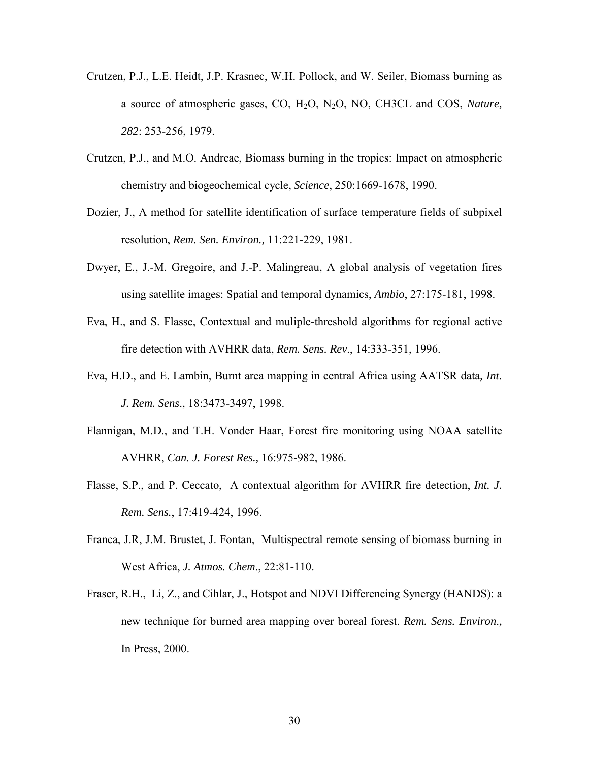Crutzen, P.J., L.E. Heidt, J.P. Krasnec, W.H. Pollock, and W. Seiler, Biomass burning as a source of atmospheric gases, CO, $H_2O$, $N_2O$, NO, CH3CL and COS, *Nature, 282*: 253-256, 1979.

Crutzen, P.J., and M.O. Andreae, Biomass burning in the tropics: Impact on atmospheric chemistry and biogeochemical cycle, *Science*, 250:1669-1678, 1990.

Dozier, J., A method for satellite identification of surface temperature fields of subpixel resolution, *Rem. Sen. Environ.,* 11:221-229, 1981.

Dwyer, E., J.-M. Gregoire, and J.-P. Malingreau, A global analysis of vegetation fires using satellite images: Spatial and temporal dynamics, *Ambio*, 27:175-181, 1998.

Eva, H., and S. Flasse, Contextual and muliple-threshold algorithms for regional active fire detection with AVHRR data, *Rem. Sens. Rev*., 14:333-351, 1996.

Eva, H.D., and E. Lambin, Burnt area mapping in central Africa using AATSR data*, Int. J. Rem. Sens*., 18:3473-3497, 1998.

Flannigan, M.D., and T.H. Vonder Haar, Forest fire monitoring using NOAA satellite AVHRR, *Can. J. Forest Res.,* 16:975-982, 1986.

Flasse, S.P., and P. Ceccato, A contextual algorithm for AVHRR fire detection, *Int. J. Rem. Sens.*, 17:419-424, 1996.

Franca, J.R, J.M. Brustet, J. Fontan, Multispectral remote sensing of biomass burning in West Africa, *J. Atmos. Chem*., 22:81-110.

Fraser, R.H., Li, Z., and Cihlar, J., Hotspot and NDVI Differencing Synergy (HANDS): a new technique for burned area mapping over boreal forest. *Rem. Sens. Environ.,* In Press, 2000.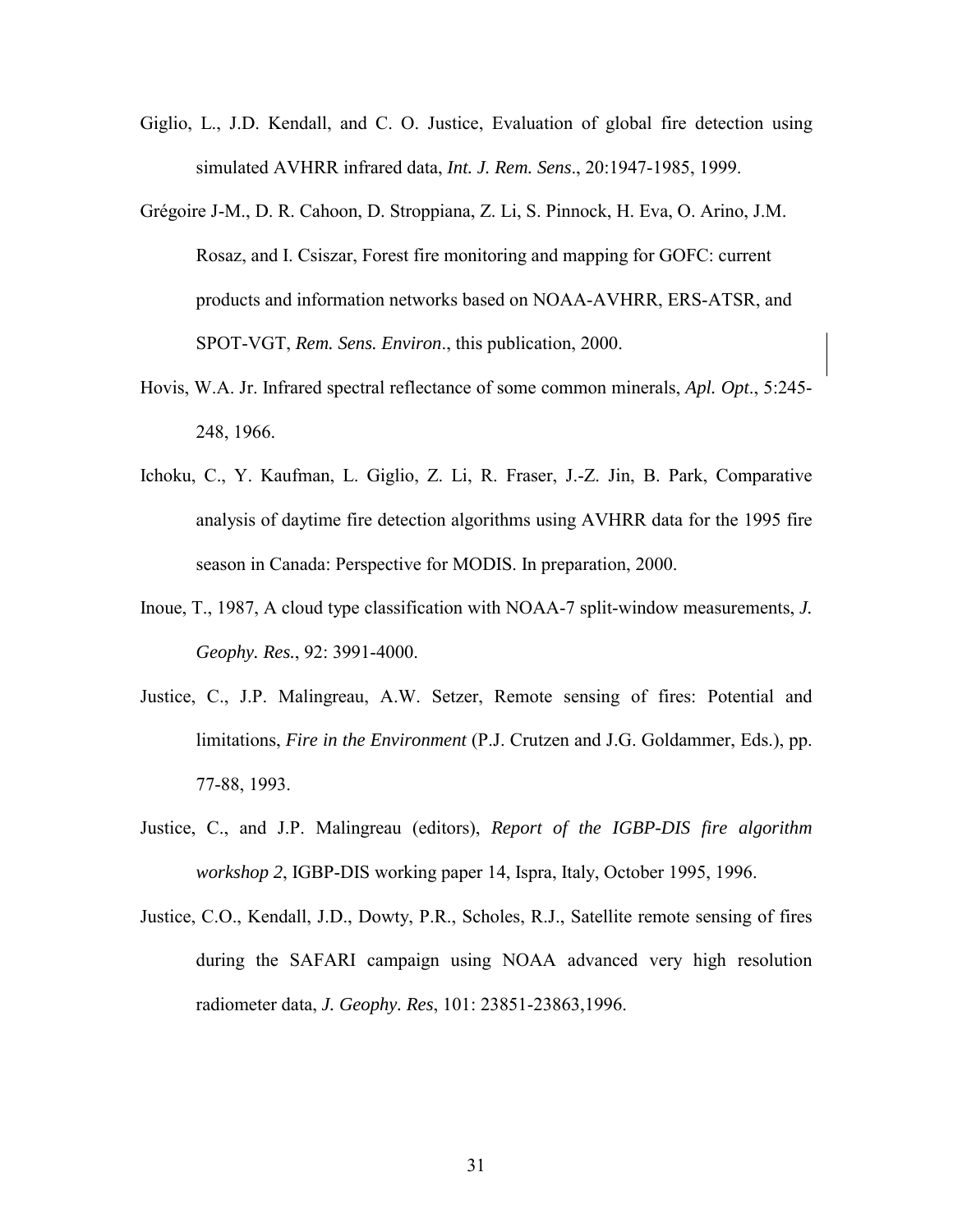Giglio, L., J.D. Kendall, and C. O. Justice, Evaluation of global fire detection using simulated AVHRR infrared data, *Int. J. Rem. Sens*., 20:1947-1985, 1999.

Grégoire J-M., D. R. Cahoon, D. Stroppiana, Z. Li, S. Pinnock, H. Eva, O. Arino, J.M. Rosaz, and I. Csiszar, Forest fire monitoring and mapping for GOFC: current products and information networks based on NOAA-AVHRR, ERS-ATSR, and SPOT-VGT, *Rem. Sens. Environ*., this publication, 2000.

Hovis, W.A. Jr. Infrared spectral reflectance of some common minerals, *Apl. Opt*., 5:245-248, 1966.

Ichoku, C., Y. Kaufman, L. Giglio, Z. Li, R. Fraser, J.-Z. Jin, B. Park, Comparative analysis of daytime fire detection algorithms using AVHRR data for the 1995 fire season in Canada: Perspective for MODIS. In preparation, 2000.

Inoue, T., 1987, A cloud type classification with NOAA-7 split-window measurements, *J. Geophy. Res*., 92: 3991-4000.

Justice, C., J.P. Malingreau, A.W. Setzer, Remote sensing of fires: Potential and limitations, *Fire in the Environment* (P.J. Crutzen and J.G. Goldammer, Eds.), pp. 77-88, 1993.

Justice, C., and J.P. Malingreau (editors), *Report of the IGBP-DIS fire algorithm workshop 2*, IGBP-DIS working paper 14, Ispra, Italy, October 1995, 1996.

Justice, C.O., Kendall, J.D., Dowty, P.R., Scholes, R.J., Satellite remote sensing of fires during the SAFARI campaign using NOAA advanced very high resolution radiometer data, *J. Geophy. Res*, 101: 23851-23863,1996.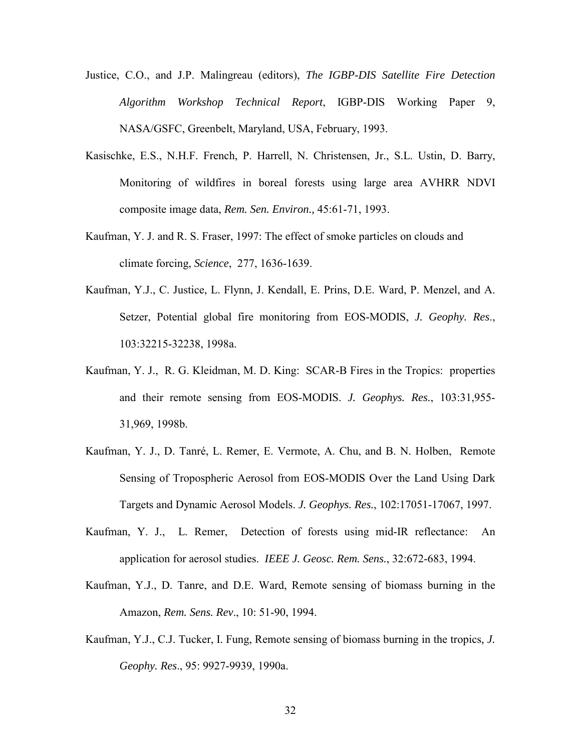Justice, C.O., and J.P. Malingreau (editors), *The IGBP-DIS Satellite Fire Detection Algorithm Workshop Technical Report*, IGBP-DIS Working Paper 9, NASA/GSFC, Greenbelt, Maryland, USA, February, 1993.

Kasischke, E.S., N.H.F. French, P. Harrell, N. Christensen, Jr., S.L. Ustin, D. Barry, Monitoring of wildfires in boreal forests using large area AVHRR NDVI composite image data, *Rem. Sen. Environ.,* 45:61-71, 1993.

Kaufman, Y. J. and R. S. Fraser, 1997: The effect of smoke particles on clouds and climate forcing, *Science*, 277, 1636-1639.

Kaufman, Y.J., C. Justice, L. Flynn, J. Kendall, E. Prins, D.E. Ward, P. Menzel, and A. Setzer, Potential global fire monitoring from EOS-MODIS, *J. Geophy. Res*., 103:32215-32238, 1998a.

Kaufman, Y. J., R. G. Kleidman, M. D. King: SCAR-B Fires in the Tropics: properties and their remote sensing from EOS-MODIS. *J. Geophys. Res.*, 103:31,955-31,969, 1998b.

Kaufman, Y. J., D. Tanré, L. Remer, E. Vermote, A. Chu, and B. N. Holben, Remote Sensing of Tropospheric Aerosol from EOS-MODIS Over the Land Using Dark Targets and Dynamic Aerosol Models. *J. Geophys. Res.*, 102:17051-17067, 1997.

Kaufman, Y. J., L. Remer, Detection of forests using mid-IR reflectance: An application for aerosol studies. *IEEE J. Geosc. Rem. Sens.*, 32:672-683, 1994.

Kaufman, Y.J., D. Tanre, and D.E. Ward, Remote sensing of biomass burning in the Amazon, *Rem. Sens. Rev*., 10: 51-90, 1994.

Kaufman, Y.J., C.J. Tucker, I. Fung, Remote sensing of biomass burning in the tropics, *J. Geophy. Res*., 95: 9927-9939, 1990a.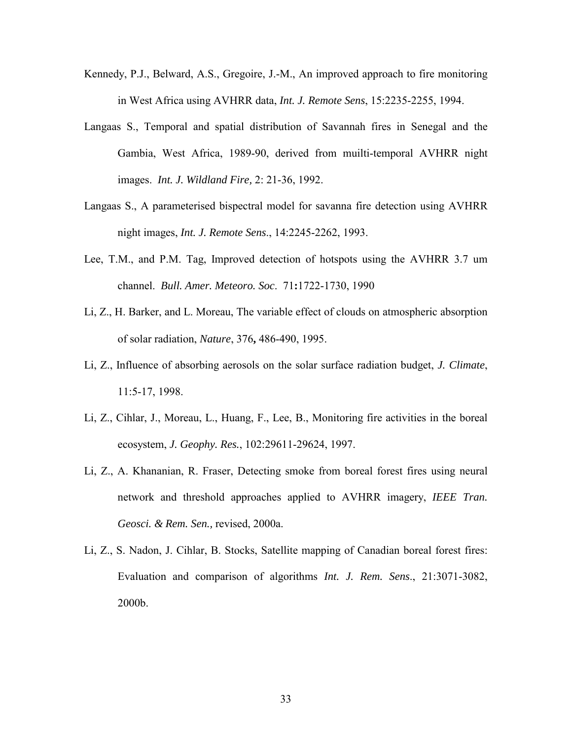Kennedy, P.J., Belward, A.S., Gregoire, J.-M., An improved approach to fire monitoring in West Africa using AVHRR data, *Int. J. Remote Sens*, 15:2235-2255, 1994.

Langaas S., Temporal and spatial distribution of Savannah fires in Senegal and the Gambia, West Africa, 1989-90, derived from muilti-temporal AVHRR night images. *Int. J. Wildland Fire,* 2: 21-36, 1992.

Langaas S., A parameterised bispectral model for savanna fire detection using AVHRR night images, *Int. J. Remote Sens*., 14:2245-2262, 1993.

Lee, T.M., and P.M. Tag, Improved detection of hotspots using the AVHRR 3.7 um channel. *Bull. Amer. Meteoro. Soc*. 71**:**1722-1730, 1990

Li, Z., H. Barker, and L. Moreau, The variable effect of clouds on atmospheric absorption of solar radiation, *Nature*, 376**,** 486-490, 1995.

Li, Z., Influence of absorbing aerosols on the solar surface radiation budget, *J. Climate*, 11:5-17, 1998.

Li, Z., Cihlar, J., Moreau, L., Huang, F., Lee, B., Monitoring fire activities in the boreal ecosystem, *J. Geophy. Res.*, 102:29611-29624, 1997.

Li, Z., A. Khananian, R. Fraser, Detecting smoke from boreal forest fires using neural network and threshold approaches applied to AVHRR imagery, *IEEE Tran. Geosci. & Rem. Sen.,* revised, 2000a.

Li, Z., S. Nadon, J. Cihlar, B. Stocks, Satellite mapping of Canadian boreal forest fires: Evaluation and comparison of algorithms *Int. J. Rem. Sens*., 21:3071-3082, 2000b.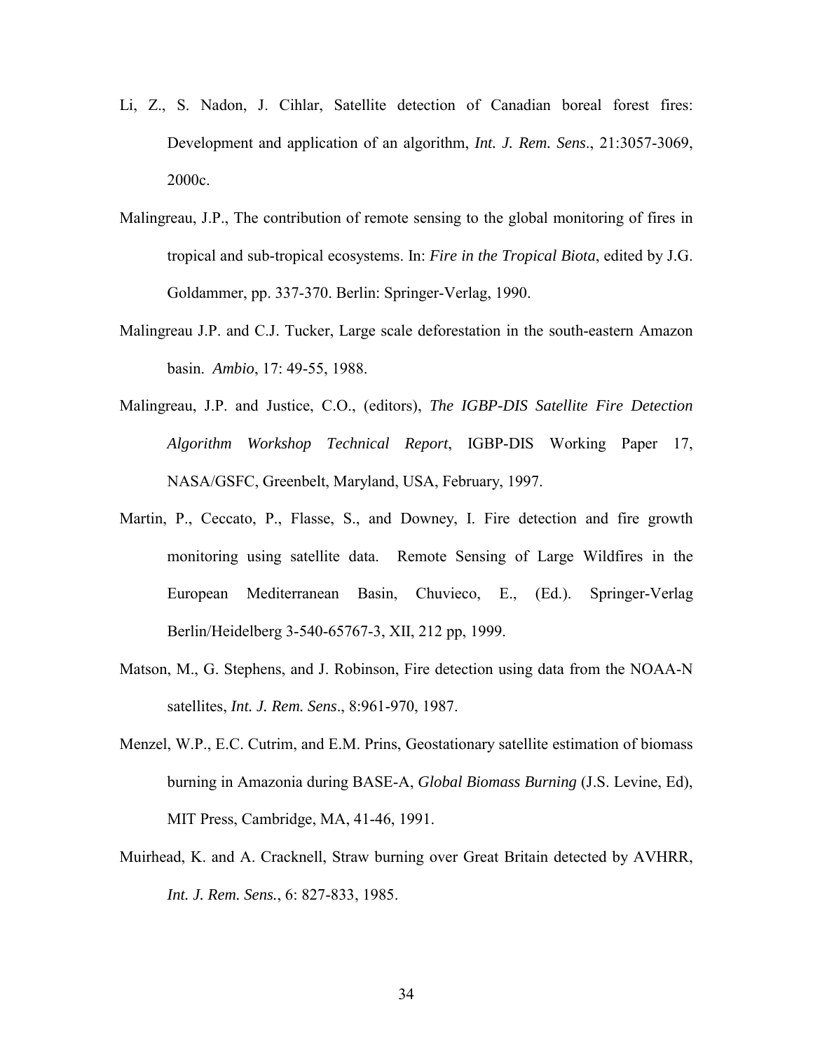Li, Z., S. Nadon, J. Cihlar, Satellite detection of Canadian boreal forest fires: Development and application of an algorithm, *Int. J. Rem. Sens*., 21:3057-3069, 2000c.

Malingreau, J.P., The contribution of remote sensing to the global monitoring of fires in tropical and sub-tropical ecosystems. In: *Fire in the Tropical Biota*, edited by J.G. Goldammer, pp. 337-370. Berlin: Springer-Verlag, 1990.

Malingreau J.P. and C.J. Tucker, Large scale deforestation in the south-eastern Amazon basin. *Ambio*, 17: 49-55, 1988.

Malingreau, J.P. and Justice, C.O., (editors), *The IGBP-DIS Satellite Fire Detection Algorithm Workshop Technical Report*, IGBP-DIS Working Paper 17, NASA/GSFC, Greenbelt, Maryland, USA, February, 1997.

Martin, P., Ceccato, P., Flasse, S., and Downey, I. Fire detection and fire growth monitoring using satellite data. Remote Sensing of Large Wildfires in the European Mediterranean Basin, Chuvieco, E., (Ed.). Springer-Verlag Berlin/Heidelberg 3-540-65767-3, XII, 212 pp, 1999.

Matson, M., G. Stephens, and J. Robinson, Fire detection using data from the NOAA-N satellites, *Int. J. Rem. Sens*., 8:961-970, 1987.

Menzel, W.P., E.C. Cutrim, and E.M. Prins, Geostationary satellite estimation of biomass burning in Amazonia during BASE-A, *Global Biomass Burning* (J.S. Levine, Ed), MIT Press, Cambridge, MA, 41-46, 1991.

Muirhead, K. and A. Cracknell, Straw burning over Great Britain detected by AVHRR, *Int. J. Rem. Sens.*, 6: 827-833, 1985.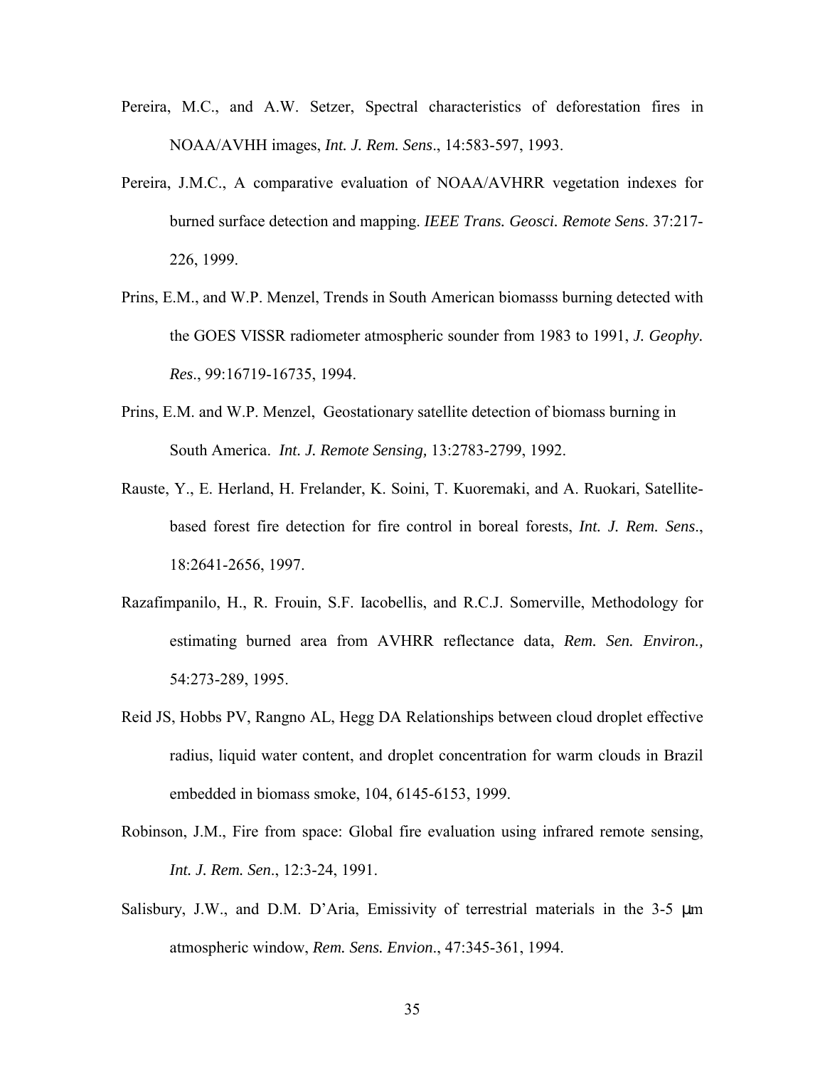Pereira, M.C., and A.W. Setzer, Spectral characteristics of deforestation fires in NOAA/AVHH images, *Int. J. Rem. Sens*., 14:583-597, 1993.

Pereira, J.M.C., A comparative evaluation of NOAA/AVHRR vegetation indexes for burned surface detection and mapping. *IEEE Trans. Geosci. Remote Sens*. 37:217-226, 1999.

Prins, E.M., and W.P. Menzel, Trends in South American biomasss burning detected with the GOES VISSR radiometer atmospheric sounder from 1983 to 1991, *J. Geophy. Res*., 99:16719-16735, 1994.

Prins, E.M. and W.P. Menzel, Geostationary satellite detection of biomass burning in South America. *Int. J. Remote Sensing,* 13:2783-2799, 1992.

Rauste, Y., E. Herland, H. Frelander, K. Soini, T. Kuoremaki, and A. Ruokari, Satellite-based forest fire detection for fire control in boreal forests, *Int. J. Rem. Sens*., 18:2641-2656, 1997.

Razafimpanilo, H., R. Frouin, S.F. Iacobellis, and R.C.J. Somerville, Methodology for estimating burned area from AVHRR reflectance data, *Rem. Sen. Environ.,* 54:273-289, 1995.

Reid JS, Hobbs PV, Rangno AL, Hegg DA Relationships between cloud droplet effective radius, liquid water content, and droplet concentration for warm clouds in Brazil embedded in biomass smoke, 104, 6145-6153, 1999.

Robinson, J.M., Fire from space: Global fire evaluation using infrared remote sensing, *Int. J. Rem. Sen*., 12:3-24, 1991.

Salisbury, J.W., and D.M. D'Aria, Emissivity of terrestrial materials in the 3-5 μm atmospheric window, *Rem. Sens. Envion*., 47:345-361, 1994.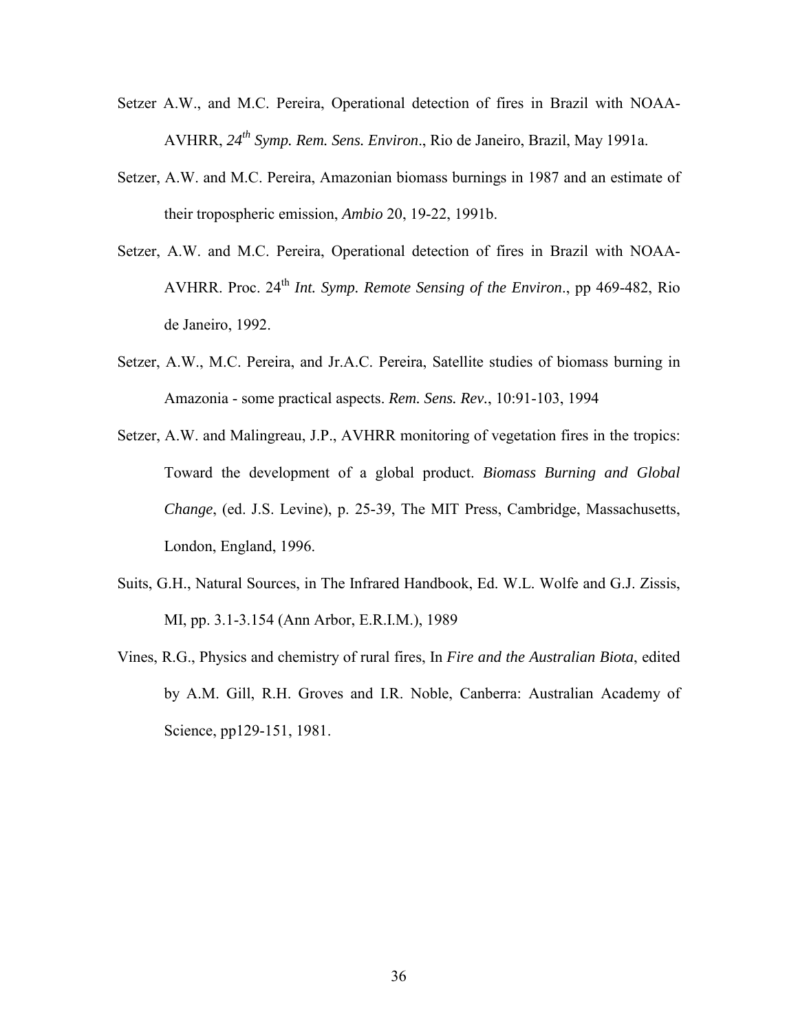Setzer A.W., and M.C. Pereira, Operational detection of fires in Brazil with NOAA-AVHRR, *24th Symp. Rem. Sens. Environ*., Rio de Janeiro, Brazil, May 1991a.

Setzer, A.W. and M.C. Pereira, Amazonian biomass burnings in 1987 and an estimate of their tropospheric emission, *Ambio* 20, 19-22, 1991b.

Setzer, A.W. and M.C. Pereira, Operational detection of fires in Brazil with NOAA-AVHRR. Proc. 24th *Int. Symp. Remote Sensing of the Environ*., pp 469-482, Rio de Janeiro, 1992.

Setzer, A.W., M.C. Pereira, and Jr.A.C. Pereira, Satellite studies of biomass burning in Amazonia - some practical aspects. *Rem. Sens. Rev.*, 10:91-103, 1994

Setzer, A.W. and Malingreau, J.P., AVHRR monitoring of vegetation fires in the tropics: Toward the development of a global product. *Biomass Burning and Global Change*, (ed. J.S. Levine), p. 25-39, The MIT Press, Cambridge, Massachusetts, London, England, 1996.

Suits, G.H., Natural Sources, in The Infrared Handbook, Ed. W.L. Wolfe and G.J. Zissis, MI, pp. 3.1-3.154 (Ann Arbor, E.R.I.M.), 1989

Vines, R.G., Physics and chemistry of rural fires, In *Fire and the Australian Biota*, edited by A.M. Gill, R.H. Groves and I.R. Noble, Canberra: Australian Academy of Science, pp129-151, 1981.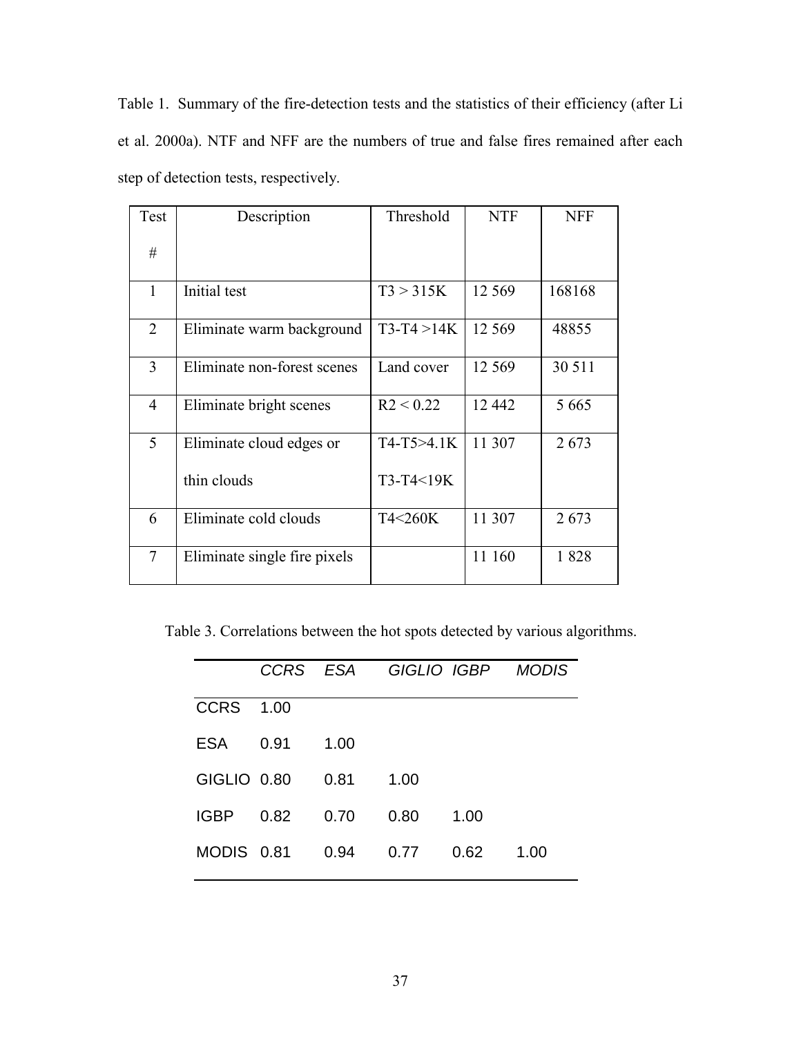Table 1. Summary of the fire-detection tests and the statistics of their efficiency (after Li et al. 2000a). NTF and NFF are the numbers of true and false fires remained after each step of detection tests, respectively.

| Test # | Description | Threshold | NTF | NFF |
|---|---|---|---|---|
| 1 | Initial test | T3 > 315K | 12 569 | 168168 |
| 2 | Eliminate warm background | T3-T4 >14K | 12 569 | 48855 |
| 3 | Eliminate non-forest scenes | Land cover | 12 569 | 30 511 |
| 4 | Eliminate bright scenes | R2 < 0.22 | 12 442 | 5 665 |
| 5 | Eliminate cloud edges or thin clouds | T4-T5>4.1K T3-T4<19K | 11 307 | 2 673 |
| 6 | Eliminate cold clouds | T4<260K | 11 307 | 2 673 |
| 7 | Eliminate single fire pixels | | 11 160 | 1 828 |

Table 3. Correlations between the hot spots detected by various algorithms.

| | *CCRS* | *ESA* | *GIGLIO* | *IGBP* | *MODIS* |
|---|---|---|---|---|---|
| CCRS | 1.00 | | | | |
| ESA | 0.91 | 1.00 | | | |
| GIGLIO | 0.80 | 0.81 | 1.00 | | |
| IGBP | 0.82 | 0.70 | 0.80 | 1.00 | |
| MODIS | 0.81 | 0.94 | 0.77 | 0.62 | 1.00 |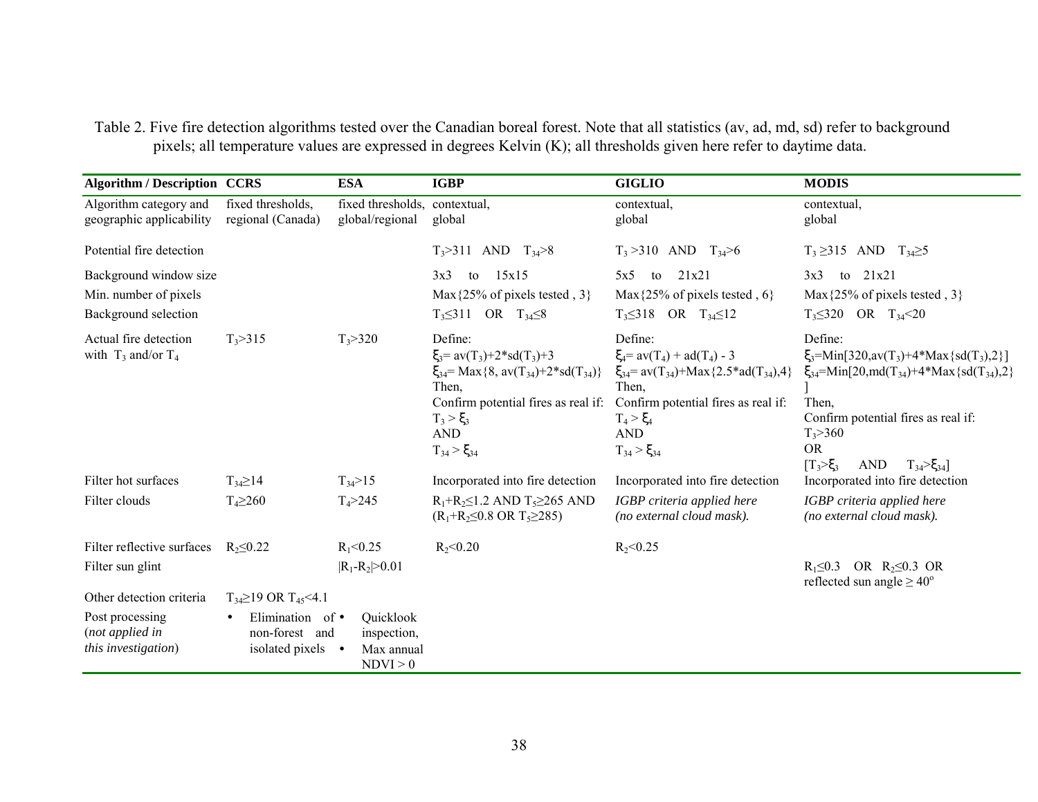Table 2. Five fire detection algorithms tested over the Canadian boreal forest. Note that all statistics (av, ad, md, sd) refer to background pixels; all temperature values are expressed in degrees Kelvin (K); all thresholds given here refer to daytime data.

| Algorithm / Description | CCRS | ESA | IGBP | GIGLIO | MODIS |
|---|---|---|---|---|---|
| Algorithm category and geographic applicability | fixed thresholds, regional (Canada) | fixed thresholds, global/regional | contextual, global | contextual, global | contextual, global |
| Potential fire detection | | | $T_3>311$ AND $T_{34}>8$ | $T_3>310$ AND $T_{34}>6$ | $T_3\geq315$ AND $T_{34}\geq5$ |
| Background window size | | | 3x3 to 15x15 | 5x5 to 21x21 | 3x3 to 21x21 |
| Min. number of pixels | | | Max{25% of pixels tested , 3} | Max{25% of pixels tested , 6} | Max{25% of pixels tested , 3} |
| Background selection | | | $T_3\leq311$ OR $T_{34}\leq8$ | $T_3\leq318$ OR $T_{34}\leq12$ | $T_3\leq320$ OR $T_{34}<20$ |
| Actual fire detection with $T_3$ and/or $T_4$ | $T_3>315$ | $T_3>320$ | Define: $\xi_3=av(T_3)+2*sd(T_3)+3$ $\xi_{34}=Max\{8, av(T_{34})+2*sd(T_{34})\}$ Then, Confirm potential fires as real if: $T_3>\xi_3$ AND $T_{34}>\xi_{34}$ | Define: $\xi_4=av(T_4)+ad(T_4)-3$ $\xi_{34}=av(T_{34})+Max\{2.5*ad(T_{34}),4\}$ Then, Confirm potential fires as real if: $T_4>\xi_4$ AND $T_{34}>\xi_{34}$ | Define: $\xi_3=Min[320,av(T_3)+4*Max\{sd(T_3),2\}]$ $\xi_{34}=Min[20,md(T_{34})+4*Max\{sd(T_{34}),2\}]$ Then, Confirm potential fires as real if: $T_3>360$ OR $[T_3>\xi_3$ AND $T_{34}>\xi_{34}]$ |
| Filter hot surfaces | $T_{34}\geq14$ | $T_{34}>15$ | Incorporated into fire detection | Incorporated into fire detection | Incorporated into fire detection |
| Filter clouds | $T_4\geq260$ | $T_4>245$ | $R_1+R_2\leq1.2$ AND $T_5\geq265$ AND ($R_1+R_2\leq0.8$ OR $T_5\geq285$) | *IGBP criteria applied here (no external cloud mask).* | *IGBP criteria applied here (no external cloud mask).* |
| Filter reflective surfaces | $R_2\leq0.22$ | $R_1<0.25$ | $R_2<0.20$ | $R_2<0.25$ | |
| Filter sun glint | | $\|R_1-R_2\|>0.01$ | | | $R_1\leq0.3$ OR $R_2\leq0.3$ OR reflected sun angle $\geq40^o$ |
| Other detection criteria | $T_{34}\geq19$ OR $T_{45}<4.1$ | | | | |
| Post processing (*not applied in this investigation*) | • Elimination of non-forest and isolated pixels | • Quicklook inspection, • Max annual NDVI > 0 | | | |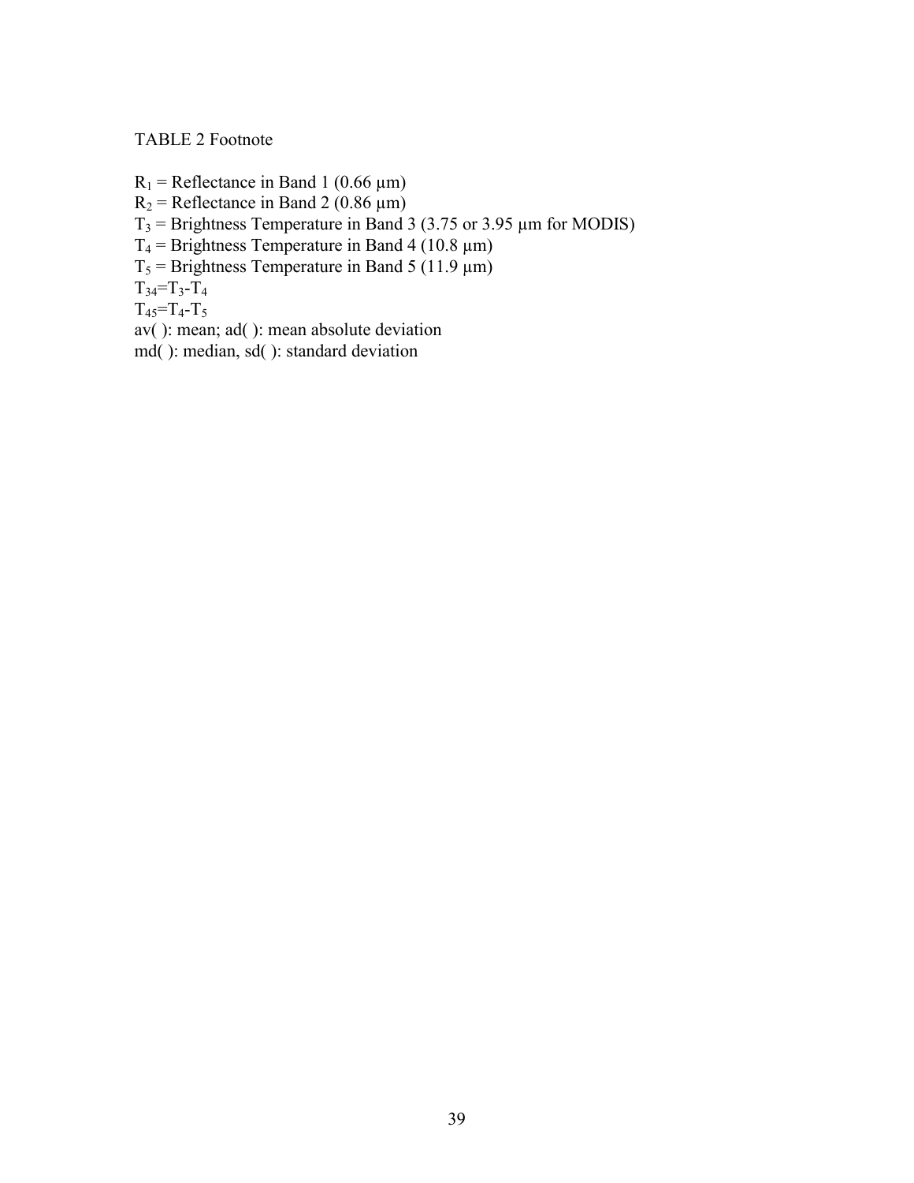TABLE 2 Footnote

$R_1$ = Reflectance in Band 1 (0.66 μm)
$R_2$ = Reflectance in Band 2 (0.86 μm)
$T_3$ = Brightness Temperature in Band 3 (3.75 or 3.95 μm for MODIS)
$T_4$ = Brightness Temperature in Band 4 (10.8 μm)
$T_5$ = Brightness Temperature in Band 5 (11.9 μm)
$T_{34}=T_3-T_4$
$T_{45}=T_4-T_5$
av( ): mean; ad( ): mean absolute deviation
md( ): median, sd( ): standard deviation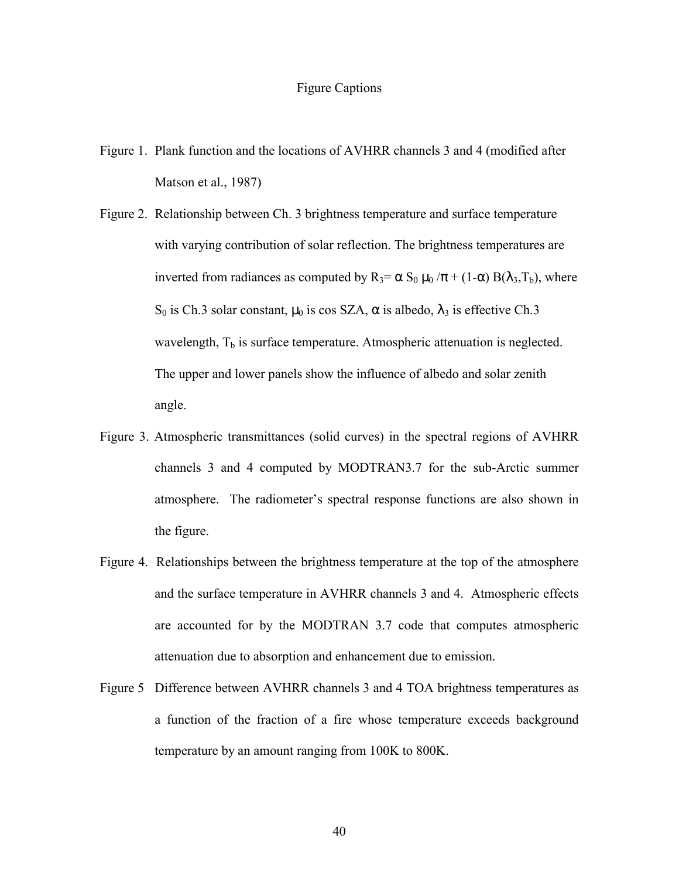# Figure Captions

Figure 1. Plank function and the locations of AVHRR channels 3 and 4 (modified after Matson et al., 1987)

Figure 2. Relationship between Ch. 3 brightness temperature and surface temperature with varying contribution of solar reflection. The brightness temperatures are inverted from radiances as computed by $R_3 = \alpha S_0 \mu_0 / \pi + (1-\alpha) B(\lambda_3, T_b)$, where $S_0$ is Ch.3 solar constant, $\mu_0$ is cos SZA, $\alpha$ is albedo, $\lambda_3$ is effective Ch.3 wavelength, $T_b$ is surface temperature. Atmospheric attenuation is neglected. The upper and lower panels show the influence of albedo and solar zenith angle.

Figure 3. Atmospheric transmittances (solid curves) in the spectral regions of AVHRR channels 3 and 4 computed by MODTRAN3.7 for the sub-Arctic summer atmosphere. The radiometer's spectral response functions are also shown in the figure.

Figure 4. Relationships between the brightness temperature at the top of the atmosphere and the surface temperature in AVHRR channels 3 and 4. Atmospheric effects are accounted for by the MODTRAN 3.7 code that computes atmospheric attenuation due to absorption and enhancement due to emission.

Figure 5 Difference between AVHRR channels 3 and 4 TOA brightness temperatures as a function of the fraction of a fire whose temperature exceeds background temperature by an amount ranging from 100K to 800K.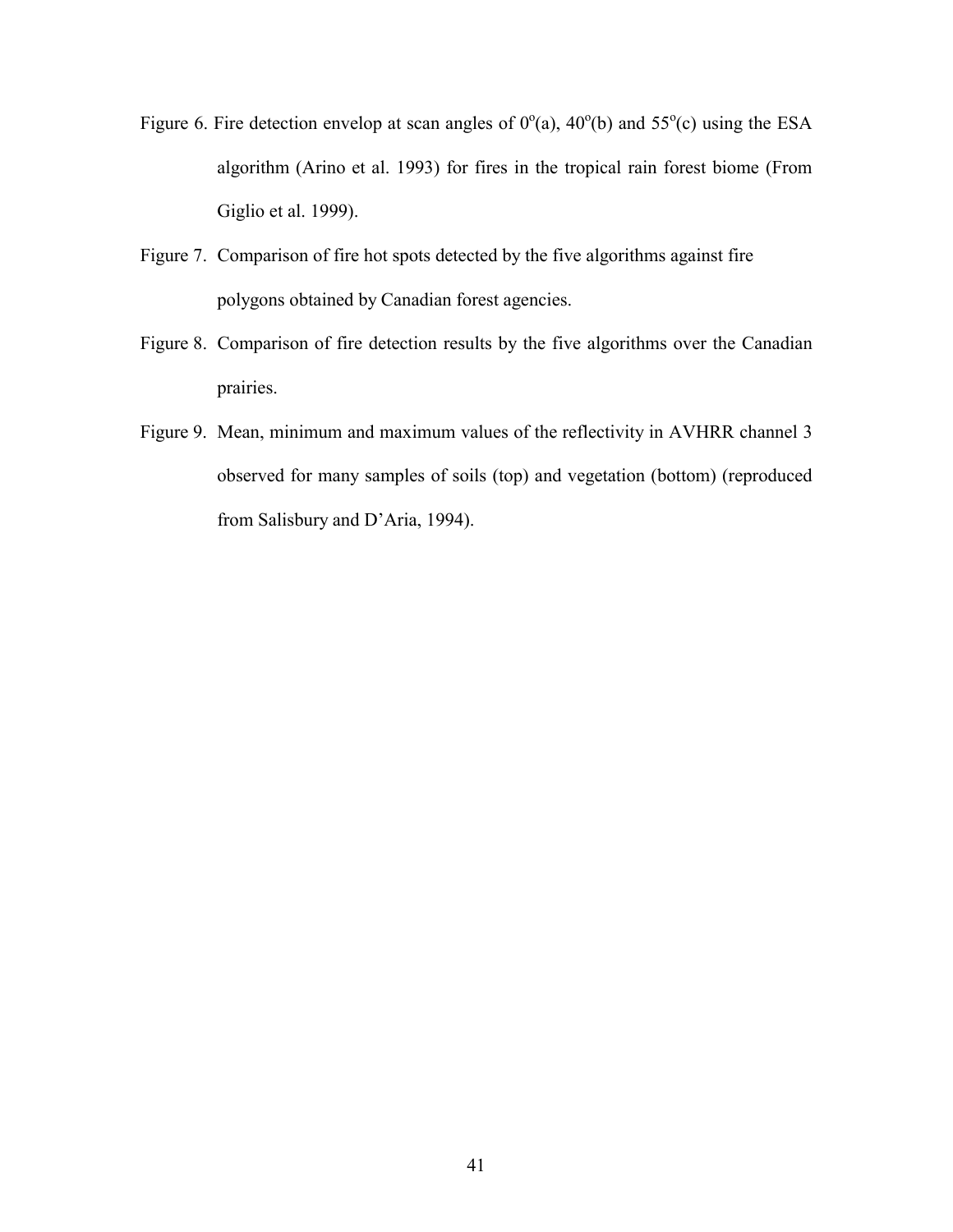Figure 6. Fire detection envelop at scan angles of $0^o$(a), $40^o$(b) and $55^o$(c) using the ESA algorithm (Arino et al. 1993) for fires in the tropical rain forest biome (From Giglio et al. 1999).

Figure 7. Comparison of fire hot spots detected by the five algorithms against fire polygons obtained by Canadian forest agencies.

Figure 8. Comparison of fire detection results by the five algorithms over the Canadian prairies.

Figure 9. Mean, minimum and maximum values of the reflectivity in AVHRR channel 3 observed for many samples of soils (top) and vegetation (bottom) (reproduced from Salisbury and D'Aria, 1994).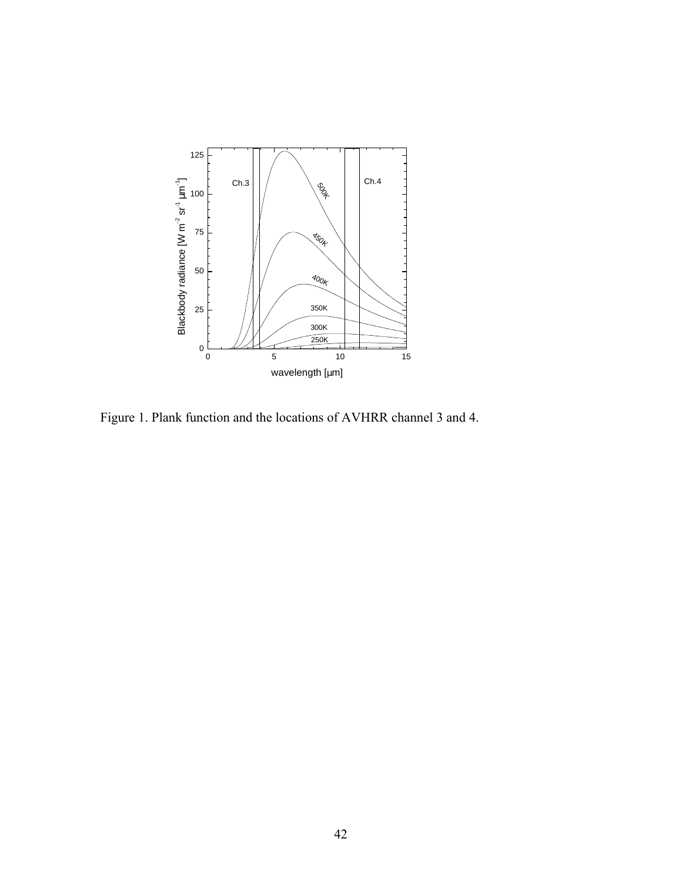Figure 1. Plank function and the locations of AVHRR channel 3 and 4.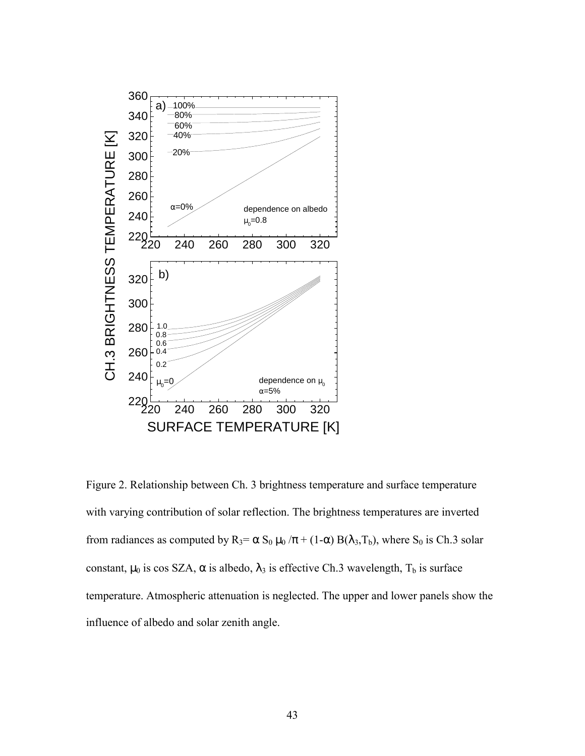Figure 2. Relationship between Ch. 3 brightness temperature and surface temperature with varying contribution of solar reflection. The brightness temperatures are inverted from radiances as computed by $R_3 = \alpha S_0 \mu_0 / \pi + (1-\alpha) B(\lambda_3, T_b)$, where $S_0$ is Ch.3 solar constant, $\mu_0$ is cos SZA, $\alpha$ is albedo, $\lambda_3$ is effective Ch.3 wavelength, $T_b$ is surface temperature. Atmospheric attenuation is neglected. The upper and lower panels show the influence of albedo and solar zenith angle.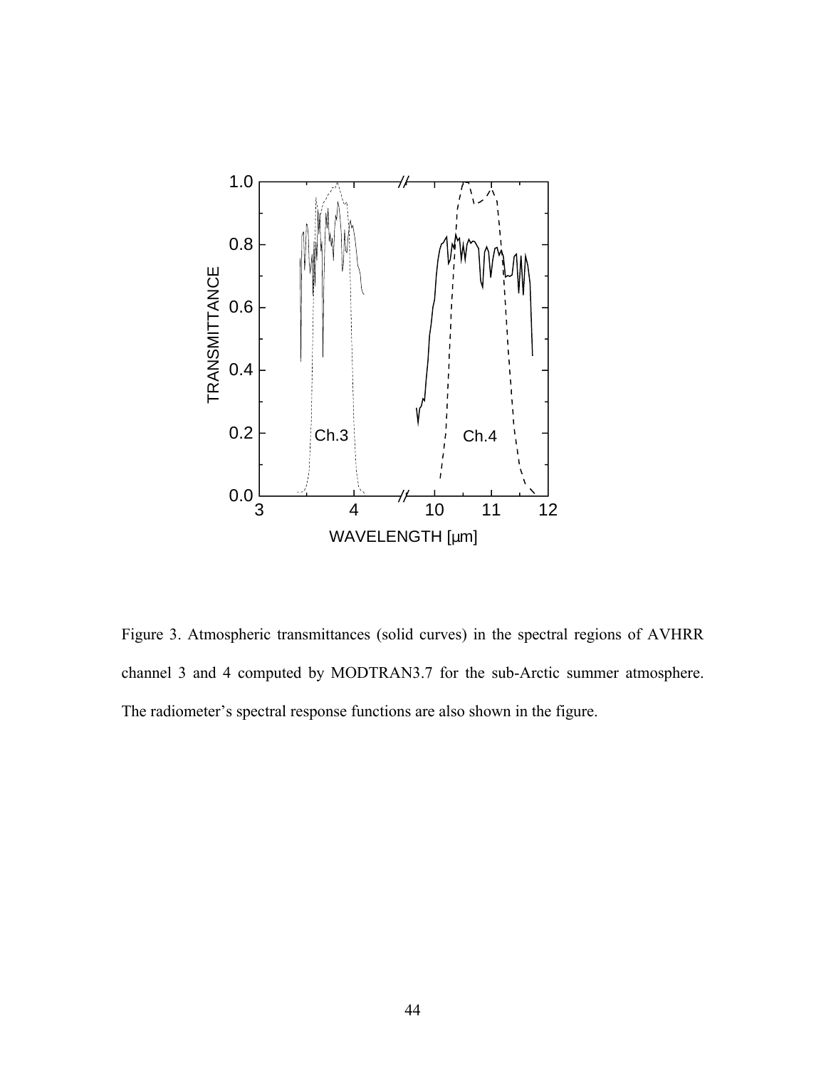Figure 3. Atmospheric transmittances (solid curves) in the spectral regions of AVHRR channel 3 and 4 computed by MODTRAN3.7 for the sub-Arctic summer atmosphere. The radiometer's spectral response functions are also shown in the figure.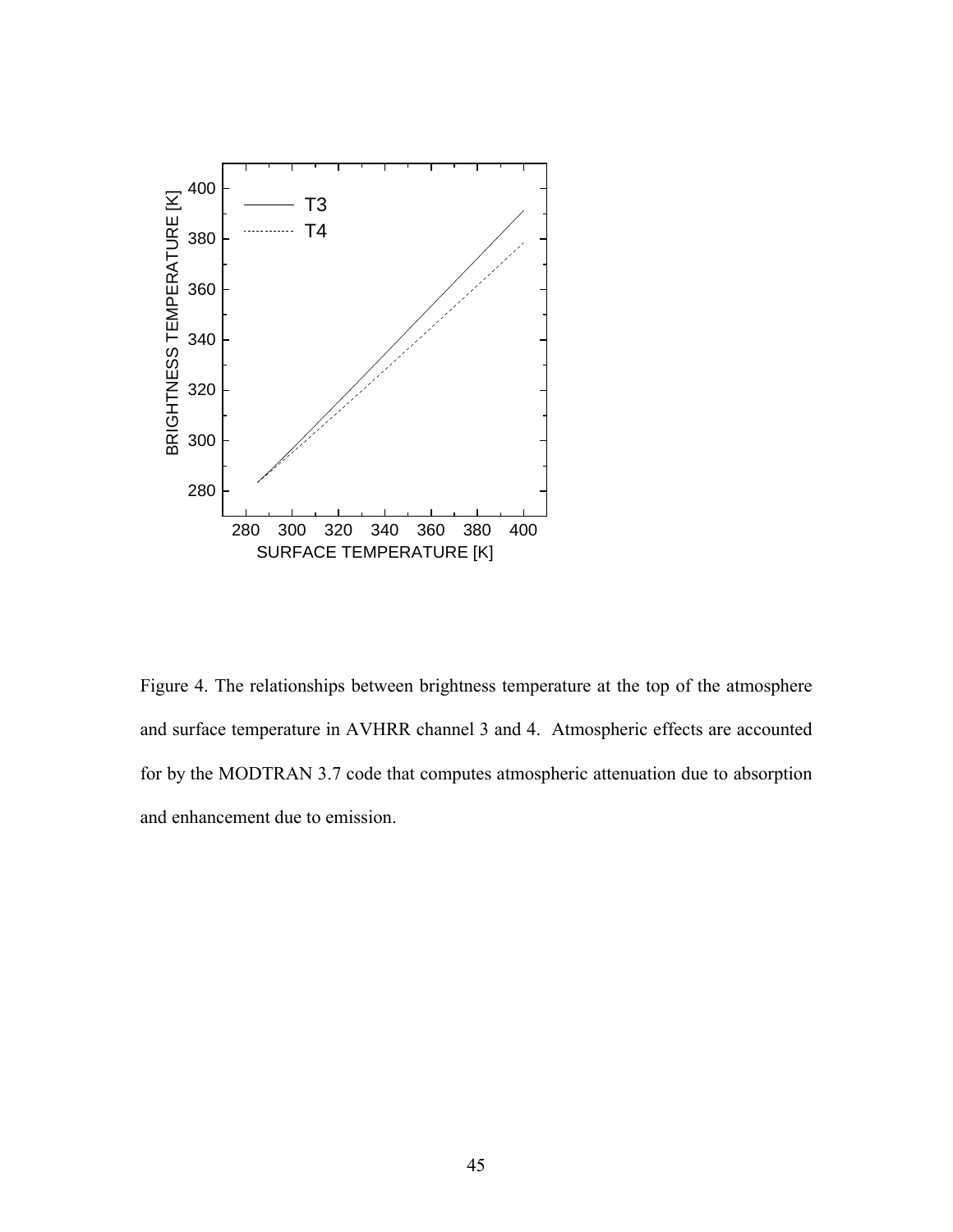Figure 4. The relationships between brightness temperature at the top of the atmosphere and surface temperature in AVHRR channel 3 and 4. Atmospheric effects are accounted for by the MODTRAN 3.7 code that computes atmospheric attenuation due to absorption and enhancement due to emission.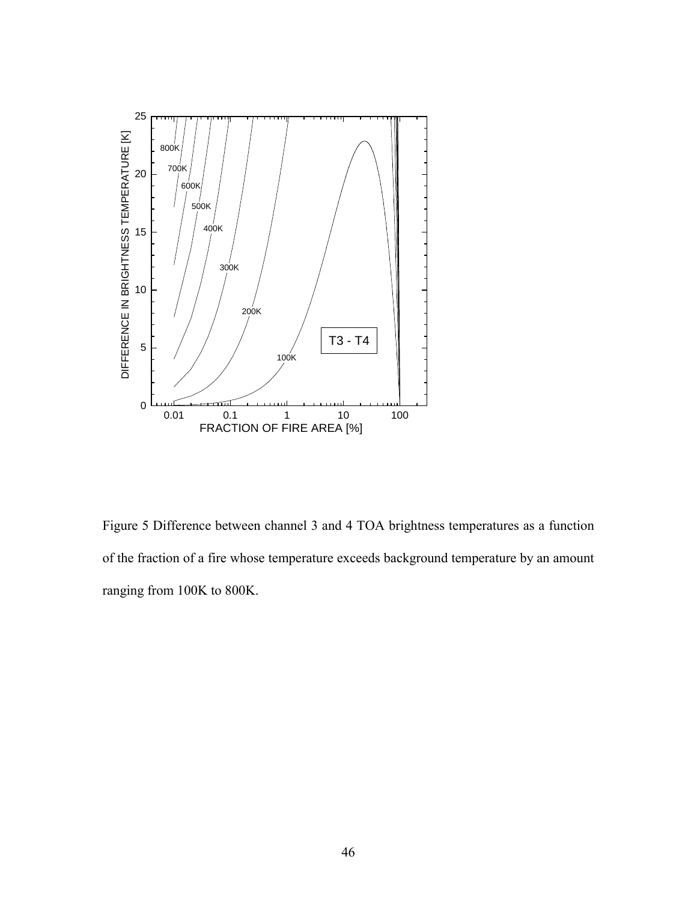Figure 5 Difference between channel 3 and 4 TOA brightness temperatures as a function of the fraction of a fire whose temperature exceeds background temperature by an amount ranging from 100K to 800K.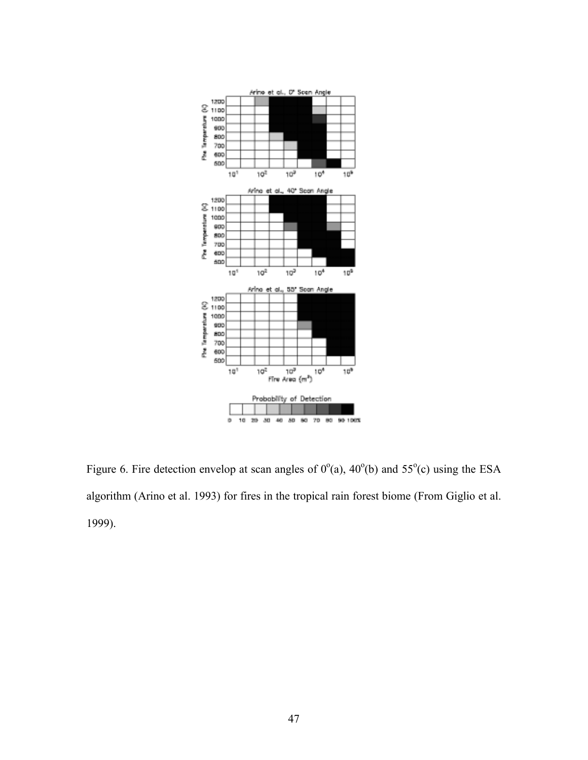Figure 6. Fire detection envelop at scan angles of $0^o$(a), $40^o$(b) and $55^o$(c) using the ESA algorithm (Arino et al. 1993) for fires in the tropical rain forest biome (From Giglio et al. 1999).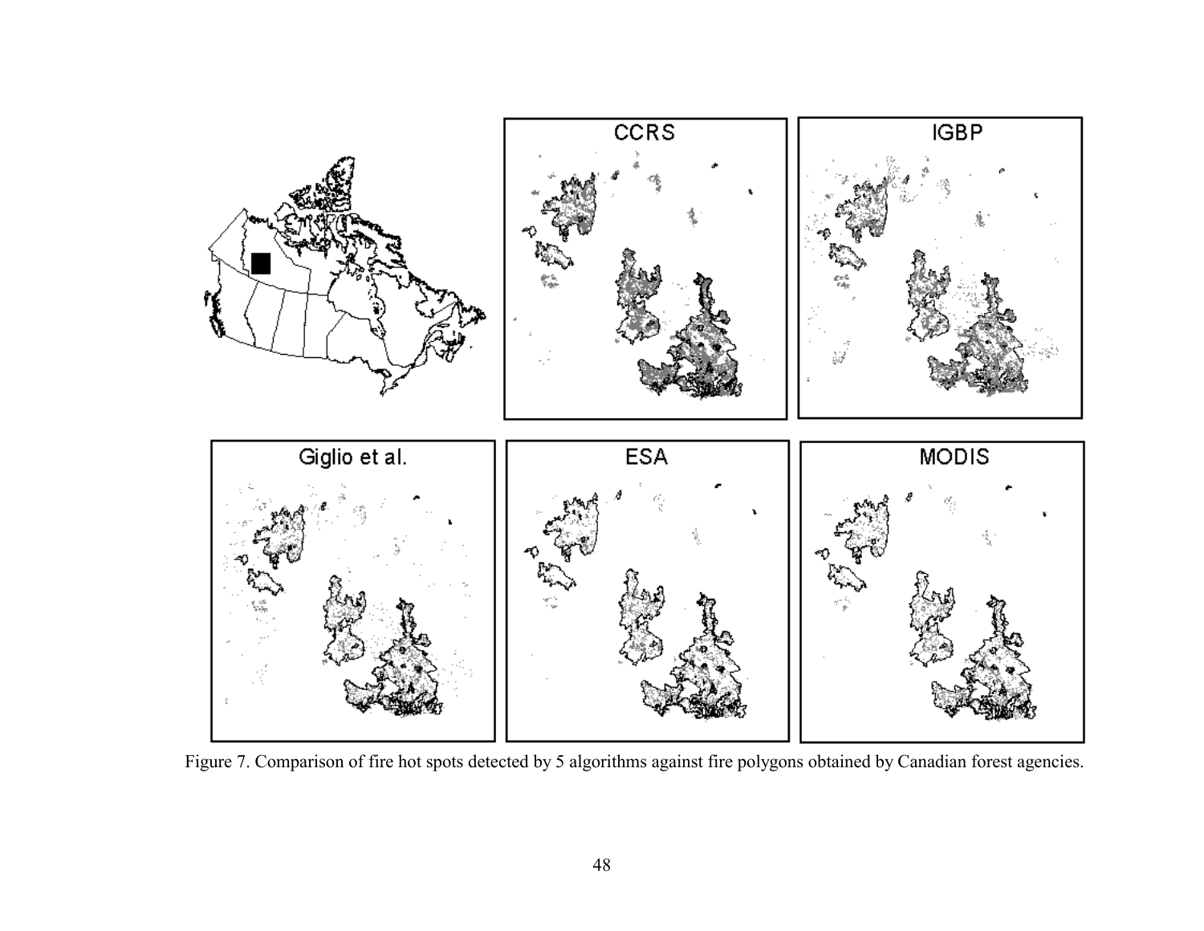Figure 7. Comparison of fire hot spots detected by 5 algorithms against fire polygons obtained by Canadian forest agencies.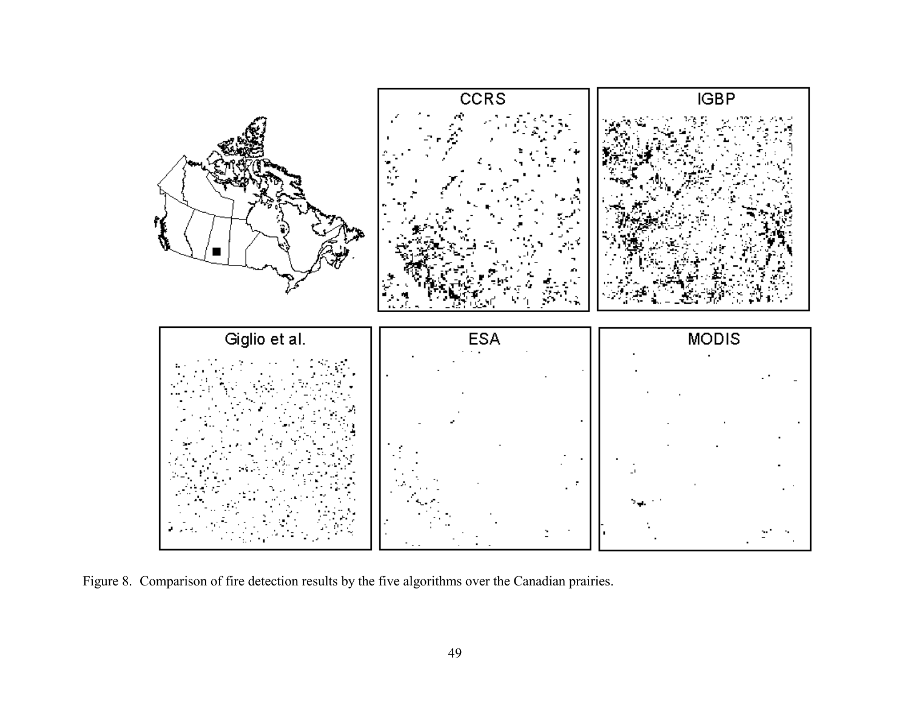Figure 8. Comparison of fire detection results by the five algorithms over the Canadian prairies.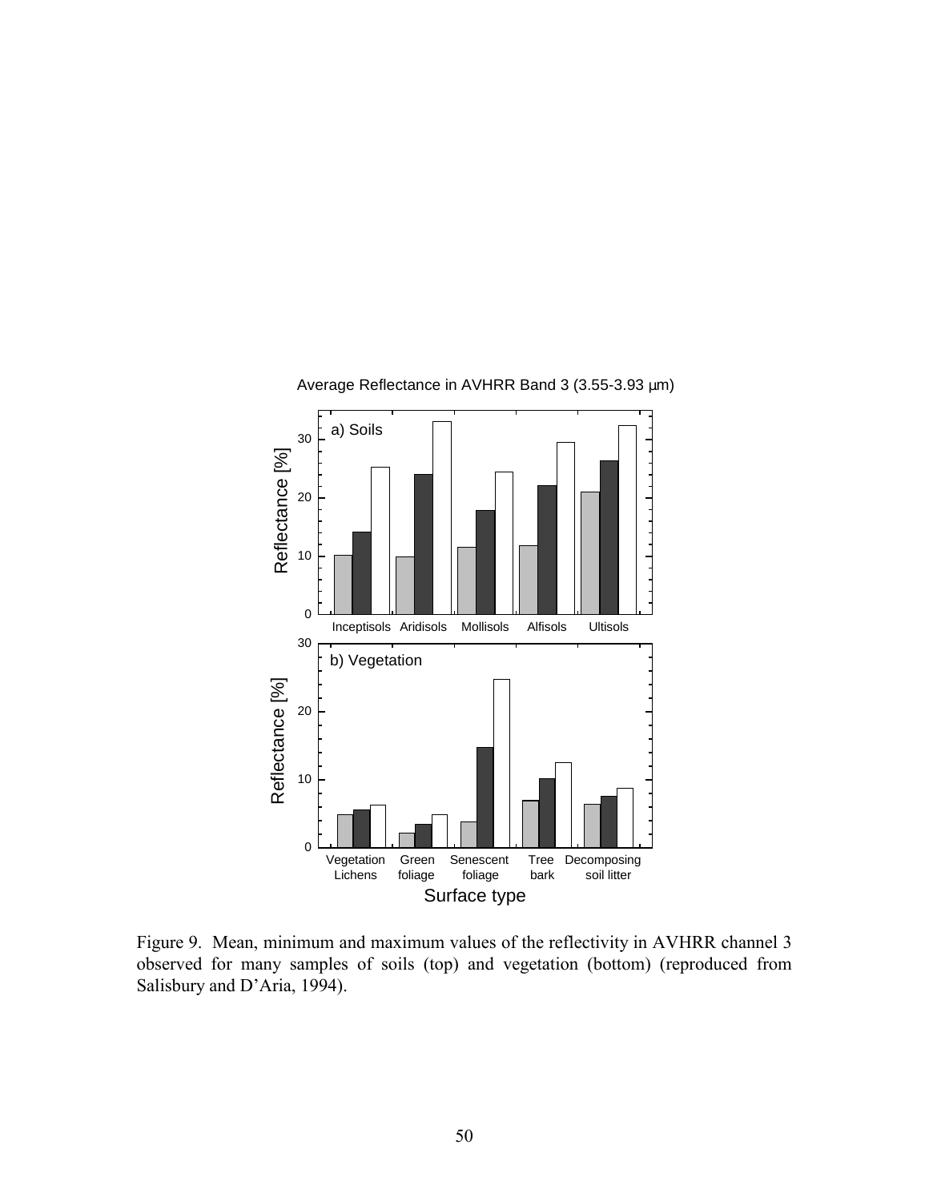Average Reflectance in AVHRR Band 3 (3.55-3.93 μm)

a) Soils

Reflectance [%]

0
10
20
30

Inceptisols Aridisols Mollisols Alfisols Ultisols

b) Vegetation

Reflectance [%]

0
10
20
30

Vegetation Lichens
Green foliage
Senescent foliage
Tree bark
Decomposing soil litter

Surface type

Figure 9. Mean, minimum and maximum values of the reflectivity in AVHRR channel 3 observed for many samples of soils (top) and vegetation (bottom) (reproduced from Salisbury and D'Aria, 1994).